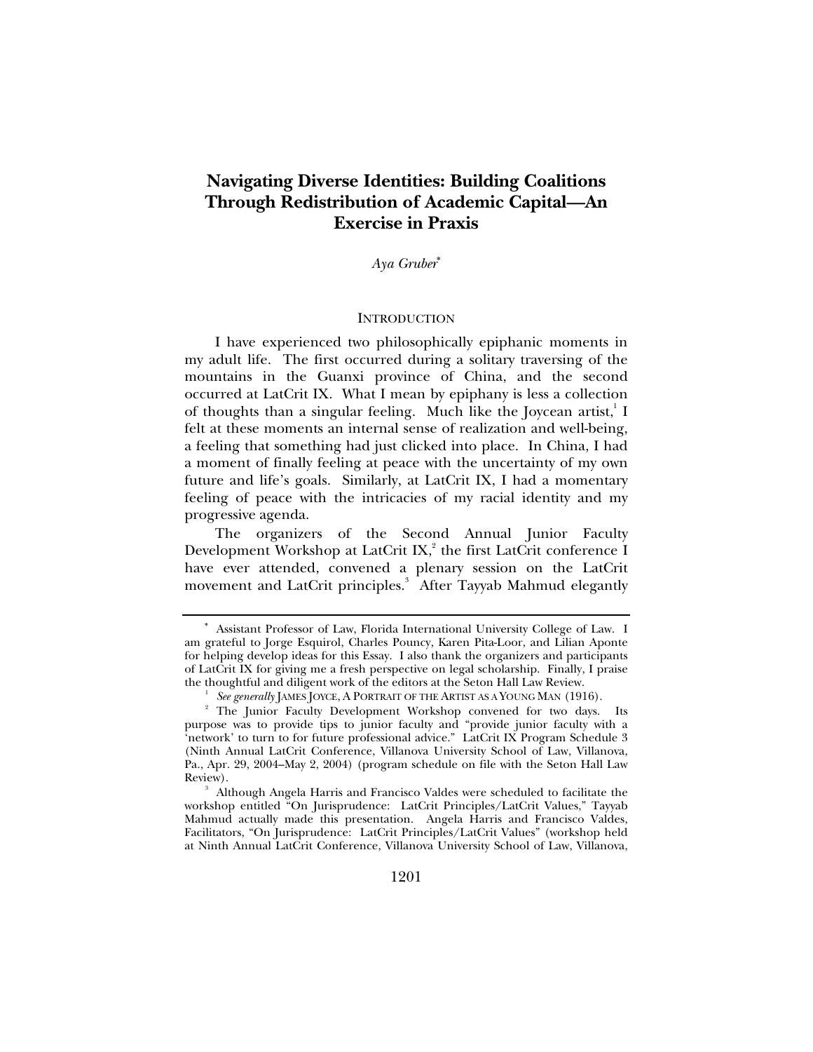# Navigating Diverse Identities: Building Coalitions Through Redistribution of Academic Capital—An Exercise in Praxis

*Aya Gruber*[*]

## INTRODUCTION

I have experienced two philosophically epiphanic moments in my adult life. The first occurred during a solitary traversing of the mountains in the Guanxi province of China, and the second occurred at LatCrit IX. What I mean by epiphany is less a collection of thoughts than a singular feeling. Much like the Joycean artist,[1] I felt at these moments an internal sense of realization and well-being, a feeling that something had just clicked into place. In China, I had a moment of finally feeling at peace with the uncertainty of my own future and life's goals. Similarly, at LatCrit IX, I had a momentary feeling of peace with the intricacies of my racial identity and my progressive agenda.

The organizers of the Second Annual Junior Faculty Development Workshop at LatCrit IX,[2] the first LatCrit conference I have ever attended, convened a plenary session on the LatCrit movement and LatCrit principles.[3] After Tayyab Mahmud elegantly

---

[*] Assistant Professor of Law, Florida International University College of Law. I am grateful to Jorge Esquirol, Charles Pouncy, Karen Pita-Loor, and Lilian Aponte for helping develop ideas for this Essay. I also thank the organizers and participants of LatCrit IX for giving me a fresh perspective on legal scholarship. Finally, I praise the thoughtful and diligent work of the editors at the Seton Hall Law Review.

[1] *See generally* JAMES JOYCE, A PORTRAIT OF THE ARTIST AS A YOUNG MAN (1916).

[2] The Junior Faculty Development Workshop convened for two days. Its purpose was to provide tips to junior faculty and "provide junior faculty with a 'network' to turn to for future professional advice." LatCrit IX Program Schedule 3 (Ninth Annual LatCrit Conference, Villanova University School of Law, Villanova, Pa., Apr. 29, 2004–May 2, 2004) (program schedule on file with the Seton Hall Law Review).

[3] Although Angela Harris and Francisco Valdes were scheduled to facilitate the workshop entitled "On Jurisprudence: LatCrit Principles/LatCrit Values," Tayyab Mahmud actually made this presentation. Angela Harris and Francisco Valdes, Facilitators, "On Jurisprudence: LatCrit Principles/LatCrit Values" (workshop held at Ninth Annual LatCrit Conference, Villanova University School of Law, Villanova,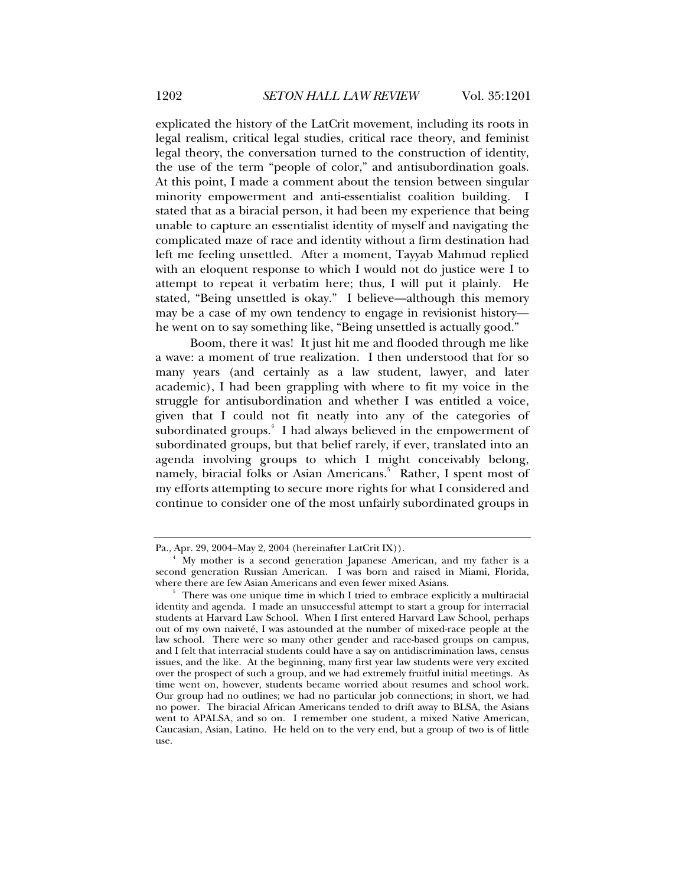explicated the history of the LatCrit movement, including its roots in legal realism, critical legal studies, critical race theory, and feminist legal theory, the conversation turned to the construction of identity, the use of the term "people of color," and antisubordination goals. At this point, I made a comment about the tension between singular minority empowerment and anti-essentialist coalition building. I stated that as a biracial person, it had been my experience that being unable to capture an essentialist identity of myself and navigating the complicated maze of race and identity without a firm destination had left me feeling unsettled. After a moment, Tayyab Mahmud replied with an eloquent response to which I would not do justice were I to attempt to repeat it verbatim here; thus, I will put it plainly. He stated, "Being unsettled is okay." I believe—although this memory may be a case of my own tendency to engage in revisionist history—he went on to say something like, "Being unsettled is actually good."

Boom, there it was! It just hit me and flooded through me like a wave: a moment of true realization. I then understood that for so many years (and certainly as a law student, lawyer, and later academic), I had been grappling with where to fit my voice in the struggle for antisubordination and whether I was entitled a voice, given that I could not fit neatly into any of the categories of subordinated groups.[4] I had always believed in the empowerment of subordinated groups, but that belief rarely, if ever, translated into an agenda involving groups to which I might conceivably belong, namely, biracial folks or Asian Americans.[5] Rather, I spent most of my efforts attempting to secure more rights for what I considered and continue to consider one of the most unfairly subordinated groups in

---

Pa., Apr. 29, 2004–May 2, 2004 (hereinafter LatCrit IX)).

[4] My mother is a second generation Japanese American, and my father is a second generation Russian American. I was born and raised in Miami, Florida, where there are few Asian Americans and even fewer mixed Asians.

[5] There was one unique time in which I tried to embrace explicitly a multiracial identity and agenda. I made an unsuccessful attempt to start a group for interracial students at Harvard Law School. When I first entered Harvard Law School, perhaps out of my own naiveté, I was astounded at the number of mixed-race people at the law school. There were so many other gender and race-based groups on campus, and I felt that interracial students could have a say on antidiscrimination laws, census issues, and the like. At the beginning, many first year law students were very excited over the prospect of such a group, and we had extremely fruitful initial meetings. As time went on, however, students became worried about resumes and school work. Our group had no outlines; we had no particular job connections; in short, we had no power. The biracial African Americans tended to drift away to BLSA, the Asians went to APALSA, and so on. I remember one student, a mixed Native American, Caucasian, Asian, Latino. He held on to the very end, but a group of two is of little use.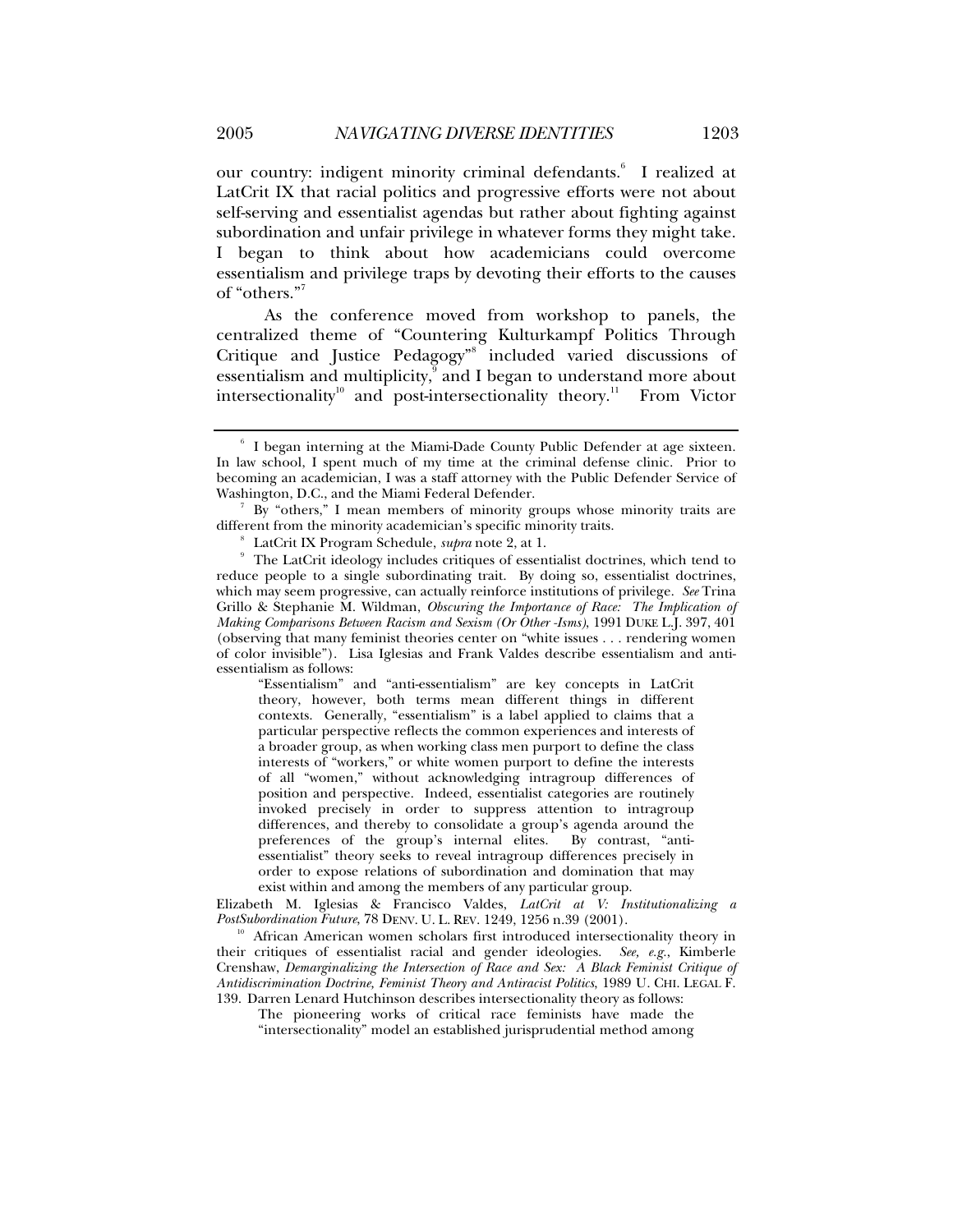our country: indigent minority criminal defendants.[6] I realized at LatCrit IX that racial politics and progressive efforts were not about self-serving and essentialist agendas but rather about fighting against subordination and unfair privilege in whatever forms they might take. I began to think about how academicians could overcome essentialism and privilege traps by devoting their efforts to the causes of "others."[7]

As the conference moved from workshop to panels, the centralized theme of "Countering Kulturkampf Politics Through Critique and Justice Pedagogy"[8] included varied discussions of essentialism and multiplicity,[9] and I began to understand more about intersectionality[10] and post-intersectionality theory.[11] From Victor

---

[6] I began interning at the Miami-Dade County Public Defender at age sixteen. In law school, I spent much of my time at the criminal defense clinic. Prior to becoming an academician, I was a staff attorney with the Public Defender Service of Washington, D.C., and the Miami Federal Defender.

[7] By "others," I mean members of minority groups whose minority traits are different from the minority academician's specific minority traits.

[8] LatCrit IX Program Schedule, *supra* note 2, at 1.

[9] The LatCrit ideology includes critiques of essentialist doctrines, which tend to reduce people to a single subordinating trait. By doing so, essentialist doctrines, which may seem progressive, can actually reinforce institutions of privilege. *See* Trina Grillo & Stephanie M. Wildman, *Obscuring the Importance of Race: The Implication of Making Comparisons Between Racism and Sexism (Or Other -Isms)*, 1991 DUKE L.J. 397, 401 (observing that many feminist theories center on "white issues . . . rendering women of color invisible"). Lisa Iglesias and Frank Valdes describe essentialism and anti-essentialism as follows:

> "Essentialism" and "anti-essentialism" are key concepts in LatCrit theory, however, both terms mean different things in different contexts. Generally, "essentialism" is a label applied to claims that a particular perspective reflects the common experiences and interests of a broader group, as when working class men purport to define the class interests of "workers," or white women purport to define the interests of all "women," without acknowledging intragroup differences of position and perspective. Indeed, essentialist categories are routinely invoked precisely in order to suppress attention to intragroup differences, and thereby to consolidate a group's agenda around the preferences of the group's internal elites. By contrast, "anti-essentialist" theory seeks to reveal intragroup differences precisely in order to expose relations of subordination and domination that may exist within and among the members of any particular group.

Elizabeth M. Iglesias & Francisco Valdes, *LatCrit at V: Institutionalizing a PostSubordination Future*, 78 DENV. U. L. REV. 1249, 1256 n.39 (2001).

[10] African American women scholars first introduced intersectionality theory in their critiques of essentialist racial and gender ideologies. *See, e.g.*, Kimberle Crenshaw, *Demarginalizing the Intersection of Race and Sex: A Black Feminist Critique of Antidiscrimination Doctrine, Feminist Theory and Antiracist Politics*, 1989 U. CHI. LEGAL F. 139. Darren Lenard Hutchinson describes intersectionality theory as follows:

> The pioneering works of critical race feminists have made the "intersectionality" model an established jurisprudential method among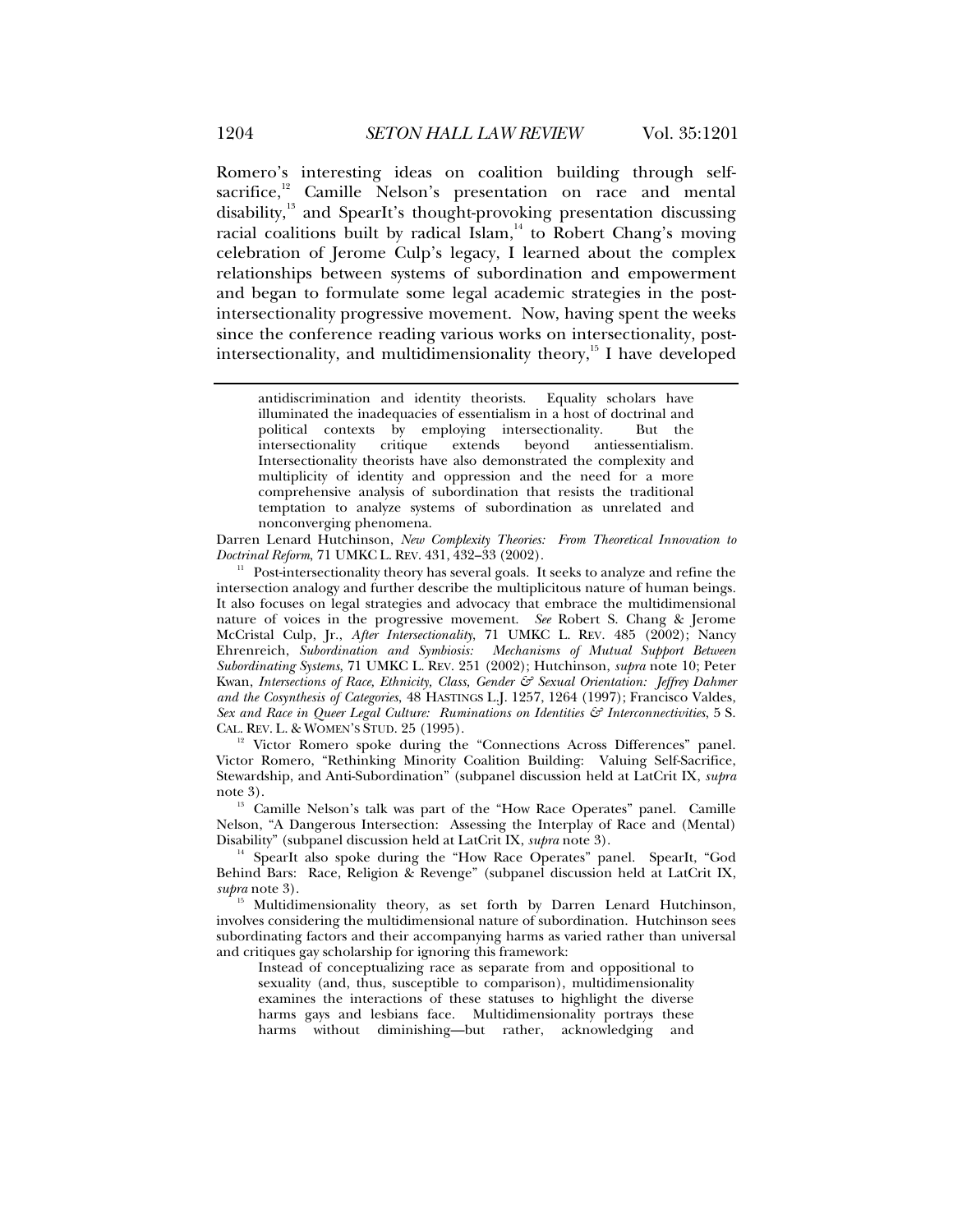Romero's interesting ideas on coalition building through self-sacrifice,[12] Camille Nelson's presentation on race and mental disability,[13] and SpearIt's thought-provoking presentation discussing racial coalitions built by radical Islam,[14] to Robert Chang's moving celebration of Jerome Culp's legacy, I learned about the complex relationships between systems of subordination and empowerment and began to formulate some legal academic strategies in the post-intersectionality progressive movement. Now, having spent the weeks since the conference reading various works on intersectionality, post-intersectionality, and multidimensionality theory,[15] I have developed

---

> antidiscrimination and identity theorists. Equality scholars have illuminated the inadequacies of essentialism in a host of doctrinal and political contexts by employing intersectionality. But the intersectionality critique extends beyond antiessentialism. Intersectionality theorists have also demonstrated the complexity and multiplicity of identity and oppression and the need for a more comprehensive analysis of subordination that resists the traditional temptation to analyze systems of subordination as unrelated and nonconverging phenomena.

Darren Lenard Hutchinson, *New Complexity Theories: From Theoretical Innovation to Doctrinal Reform*, 71 UMKC L. REV. 431, 432–33 (2002).

[11] Post-intersectionality theory has several goals. It seeks to analyze and refine the intersection analogy and further describe the multiplicitous nature of human beings. It also focuses on legal strategies and advocacy that embrace the multidimensional nature of voices in the progressive movement. *See* Robert S. Chang & Jerome McCristal Culp, Jr., *After Intersectionality*, 71 UMKC L. REV. 485 (2002); Nancy Ehrenreich, *Subordination and Symbiosis: Mechanisms of Mutual Support Between Subordinating Systems*, 71 UMKC L. REV. 251 (2002); Hutchinson, *supra* note 10; Peter Kwan, *Intersections of Race, Ethnicity, Class, Gender & Sexual Orientation: Jeffrey Dahmer and the Cosynthesis of Categories*, 48 HASTINGS L.J. 1257, 1264 (1997); Francisco Valdes, *Sex and Race in Queer Legal Culture: Ruminations on Identities & Interconnectivities*, 5 S. CAL. REV. L. & WOMEN'S STUD. 25 (1995).

[12] Victor Romero spoke during the "Connections Across Differences" panel. Victor Romero, "Rethinking Minority Coalition Building: Valuing Self-Sacrifice, Stewardship, and Anti-Subordination" (subpanel discussion held at LatCrit IX, *supra* note 3).

[13] Camille Nelson's talk was part of the "How Race Operates" panel. Camille Nelson, "A Dangerous Intersection: Assessing the Interplay of Race and (Mental) Disability" (subpanel discussion held at LatCrit IX, *supra* note 3).

[14] SpearIt also spoke during the "How Race Operates" panel. SpearIt, "God Behind Bars: Race, Religion & Revenge" (subpanel discussion held at LatCrit IX, *supra* note 3).

[15] Multidimensionality theory, as set forth by Darren Lenard Hutchinson, involves considering the multidimensional nature of subordination. Hutchinson sees subordinating factors and their accompanying harms as varied rather than universal and critiques gay scholarship for ignoring this framework:

> Instead of conceptualizing race as separate from and oppositional to sexuality (and, thus, susceptible to comparison), multidimensionality examines the interactions of these statuses to highlight the diverse harms gays and lesbians face. Multidimensionality portrays these harms without diminishing—but rather, acknowledging and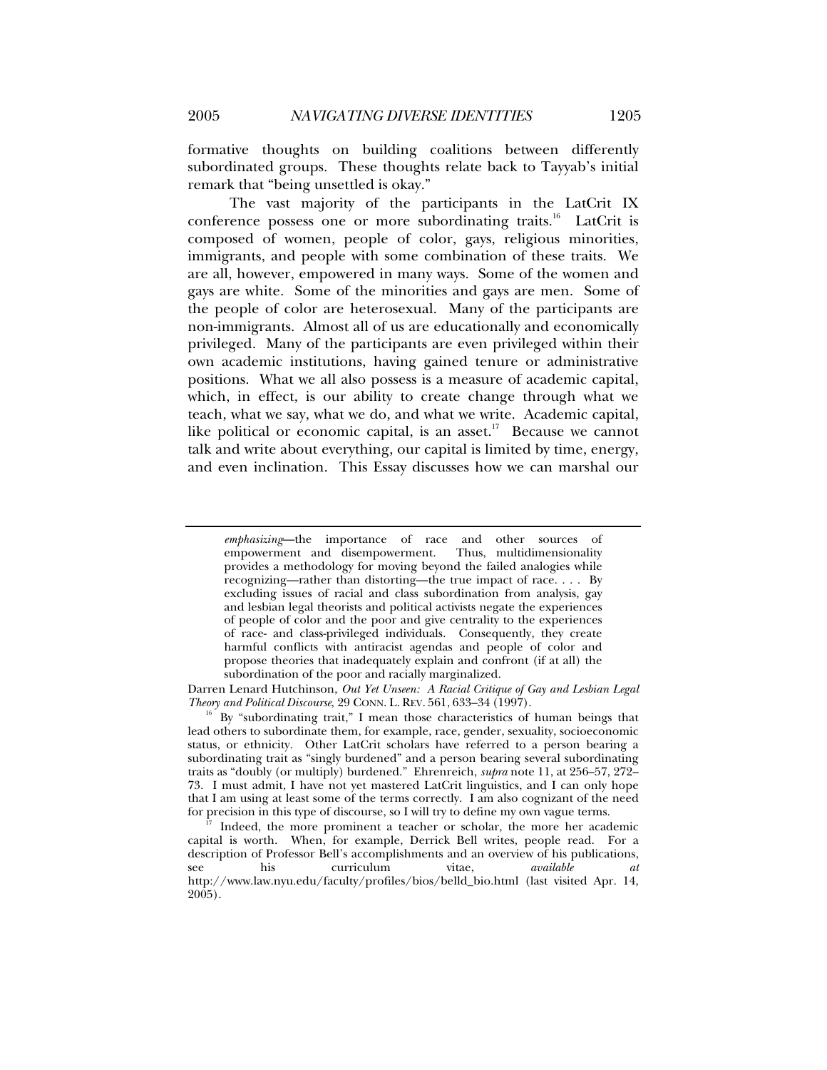formative thoughts on building coalitions between differently subordinated groups. These thoughts relate back to Tayyab's initial remark that "being unsettled is okay."

The vast majority of the participants in the LatCrit IX conference possess one or more subordinating traits.[16] LatCrit is composed of women, people of color, gays, religious minorities, immigrants, and people with some combination of these traits. We are all, however, empowered in many ways. Some of the women and gays are white. Some of the minorities and gays are men. Some of the people of color are heterosexual. Many of the participants are non-immigrants. Almost all of us are educationally and economically privileged. Many of the participants are even privileged within their own academic institutions, having gained tenure or administrative positions. What we all also possess is a measure of academic capital, which, in effect, is our ability to create change through what we teach, what we say, what we do, and what we write. Academic capital, like political or economic capital, is an asset.[17] Because we cannot talk and write about everything, our capital is limited by time, energy, and even inclination. This Essay discusses how we can marshal our

---

> *emphasizing*—the importance of race and other sources of empowerment and disempowerment. Thus, multidimensionality provides a methodology for moving beyond the failed analogies while recognizing—rather than distorting—the true impact of race. . . . By excluding issues of racial and class subordination from analysis, gay and lesbian legal theorists and political activists negate the experiences of people of color and the poor and give centrality to the experiences of race- and class-privileged individuals. Consequently, they create harmful conflicts with antiracist agendas and people of color and propose theories that inadequately explain and confront (if at all) the subordination of the poor and racially marginalized.

Darren Lenard Hutchinson, *Out Yet Unseen: A Racial Critique of Gay and Lesbian Legal Theory and Political Discourse*, 29 CONN. L. REV. 561, 633–34 (1997).

[16] By "subordinating trait," I mean those characteristics of human beings that lead others to subordinate them, for example, race, gender, sexuality, socioeconomic status, or ethnicity. Other LatCrit scholars have referred to a person bearing a subordinating trait as "singly burdened" and a person bearing several subordinating traits as "doubly (or multiply) burdened." Ehrenreich, *supra* note 11, at 256–57, 272–73. I must admit, I have not yet mastered LatCrit linguistics, and I can only hope that I am using at least some of the terms correctly. I am also cognizant of the need for precision in this type of discourse, so I will try to define my own vague terms.

[17] Indeed, the more prominent a teacher or scholar, the more her academic capital is worth. When, for example, Derrick Bell writes, people read. For a description of Professor Bell's accomplishments and an overview of his publications, see his curriculum vitae, *available at* http://www.law.nyu.edu/faculty/profiles/bios/belld_bio.html (last visited Apr. 14, 2005).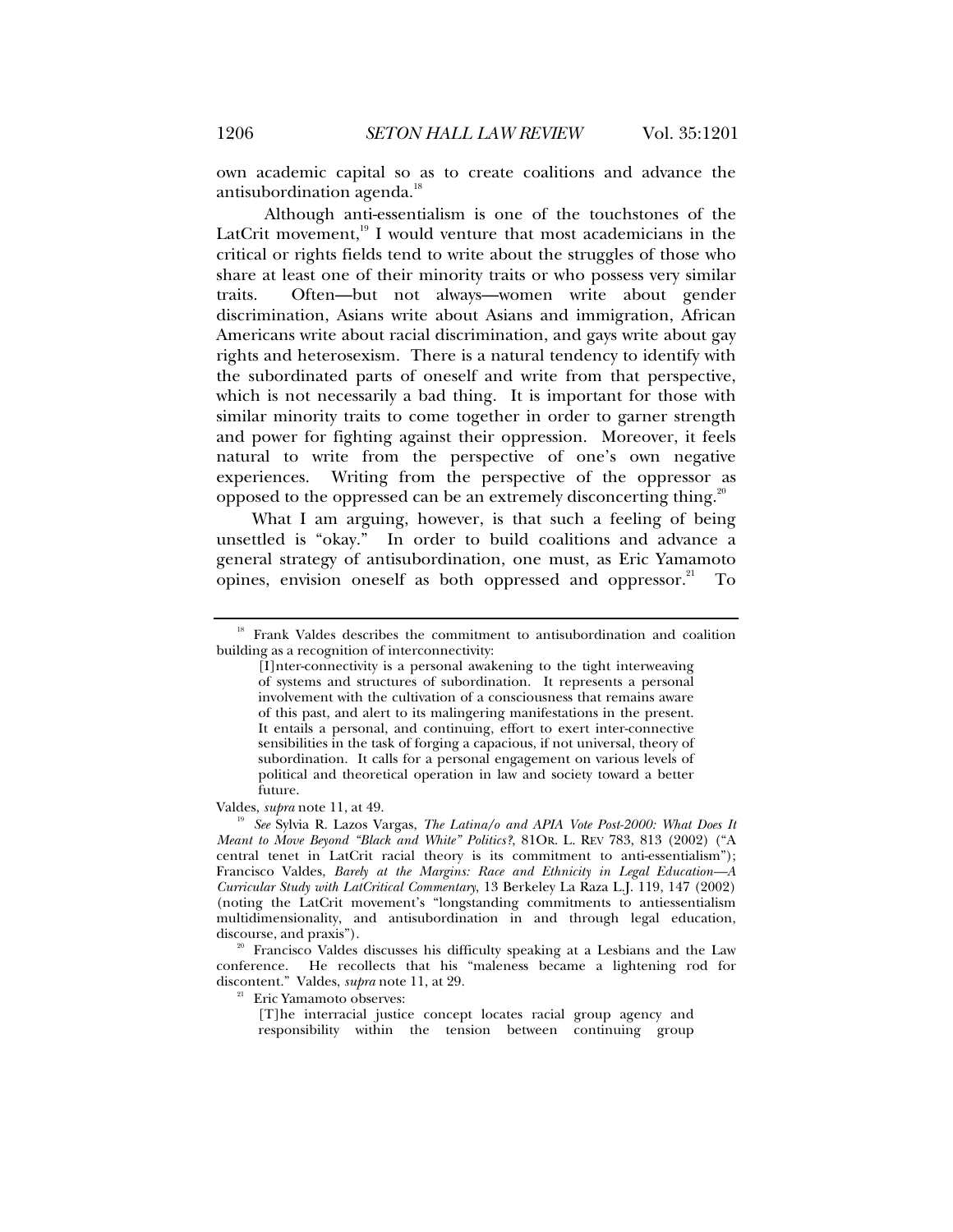own academic capital so as to create coalitions and advance the antisubordination agenda.[18]

Although anti-essentialism is one of the touchstones of the LatCrit movement,[19] I would venture that most academicians in the critical or rights fields tend to write about the struggles of those who share at least one of their minority traits or who possess very similar traits. Often—but not always—women write about gender discrimination, Asians write about Asians and immigration, African Americans write about racial discrimination, and gays write about gay rights and heterosexism. There is a natural tendency to identify with the subordinated parts of oneself and write from that perspective, which is not necessarily a bad thing. It is important for those with similar minority traits to come together in order to garner strength and power for fighting against their oppression. Moreover, it feels natural to write from the perspective of one's own negative experiences. Writing from the perspective of the oppressor as opposed to the oppressed can be an extremely disconcerting thing.[20]

What I am arguing, however, is that such a feeling of being unsettled is "okay." In order to build coalitions and advance a general strategy of antisubordination, one must, as Eric Yamamoto opines, envision oneself as both oppressed and oppressor.[21] To

---

[18] Frank Valdes describes the commitment to antisubordination and coalition building as a recognition of interconnectivity:

> [I]nter-connectivity is a personal awakening to the tight interweaving of systems and structures of subordination. It represents a personal involvement with the cultivation of a consciousness that remains aware of this past, and alert to its malingering manifestations in the present. It entails a personal, and continuing, effort to exert inter-connective sensibilities in the task of forging a capacious, if not universal, theory of subordination. It calls for a personal engagement on various levels of political and theoretical operation in law and society toward a better future.

Valdes, *supra* note 11, at 49.

[19] *See* Sylvia R. Lazos Vargas, *The Latina/o and APIA Vote Post-2000: What Does It Meant to Move Beyond "Black and White" Politics?*, 81 OR. L. REV 783, 813 (2002) ("A central tenet in LatCrit racial theory is its commitment to anti-essentialism"); Francisco Valdes, *Barely at the Margins: Race and Ethnicity in Legal Education—A Curricular Study with LatCritical Commentary*, 13 Berkeley La Raza L.J. 119, 147 (2002) (noting the LatCrit movement's "longstanding commitments to antiessentialism multidimensionality, and antisubordination in and through legal education, discourse, and praxis").

[20] Francisco Valdes discusses his difficulty speaking at a Lesbians and the Law conference. He recollects that his "maleness became a lightening rod for discontent." Valdes, *supra* note 11, at 29.

[21] Eric Yamamoto observes:

> [T]he interracial justice concept locates racial group agency and responsibility within the tension between continuing group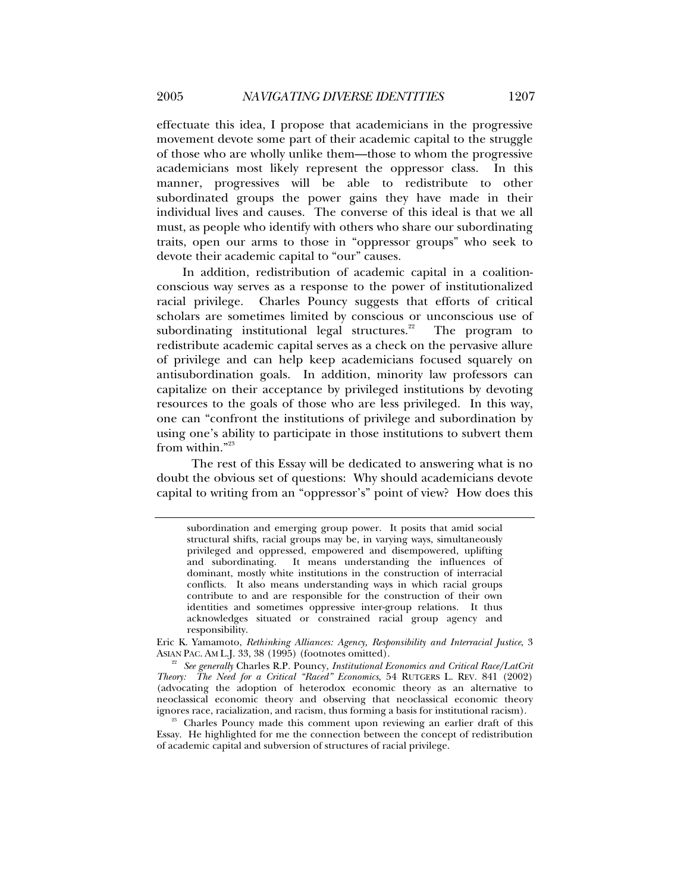effectuate this idea, I propose that academicians in the progressive movement devote some part of their academic capital to the struggle of those who are wholly unlike them—those to whom the progressive academicians most likely represent the oppressor class. In this manner, progressives will be able to redistribute to other subordinated groups the power gains they have made in their individual lives and causes. The converse of this ideal is that we all must, as people who identify with others who share our subordinating traits, open our arms to those in "oppressor groups" who seek to devote their academic capital to "our" causes.

In addition, redistribution of academic capital in a coalition-conscious way serves as a response to the power of institutionalized racial privilege. Charles Pouncy suggests that efforts of critical scholars are sometimes limited by conscious or unconscious use of subordinating institutional legal structures.[22] The program to redistribute academic capital serves as a check on the pervasive allure of privilege and can help keep academicians focused squarely on antisubordination goals. In addition, minority law professors can capitalize on their acceptance by privileged institutions by devoting resources to the goals of those who are less privileged. In this way, one can "confront the institutions of privilege and subordination by using one's ability to participate in those institutions to subvert them from within."[23]

The rest of this Essay will be dedicated to answering what is no doubt the obvious set of questions: Why should academicians devote capital to writing from an "oppressor's" point of view? How does this

---

> subordination and emerging group power. It posits that amid social structural shifts, racial groups may be, in varying ways, simultaneously privileged and oppressed, empowered and disempowered, uplifting and subordinating. It means understanding the influences of dominant, mostly white institutions in the construction of interracial conflicts. It also means understanding ways in which racial groups contribute to and are responsible for the construction of their own identities and sometimes oppressive inter-group relations. It thus acknowledges situated or constrained racial group agency and responsibility.

Eric K. Yamamoto, *Rethinking Alliances: Agency, Responsibility and Interracial Justice*, 3 ASIAN PAC. AM L.J. 33, 38 (1995) (footnotes omitted).

[22] *See generally* Charles R.P. Pouncy, *Institutional Economics and Critical Race/LatCrit Theory: The Need for a Critical "Raced" Economics*, 54 RUTGERS L. REV. 841 (2002) (advocating the adoption of heterodox economic theory as an alternative to neoclassical economic theory and observing that neoclassical economic theory ignores race, racialization, and racism, thus forming a basis for institutional racism).

[23] Charles Pouncy made this comment upon reviewing an earlier draft of this Essay. He highlighted for me the connection between the concept of redistribution of academic capital and subversion of structures of racial privilege.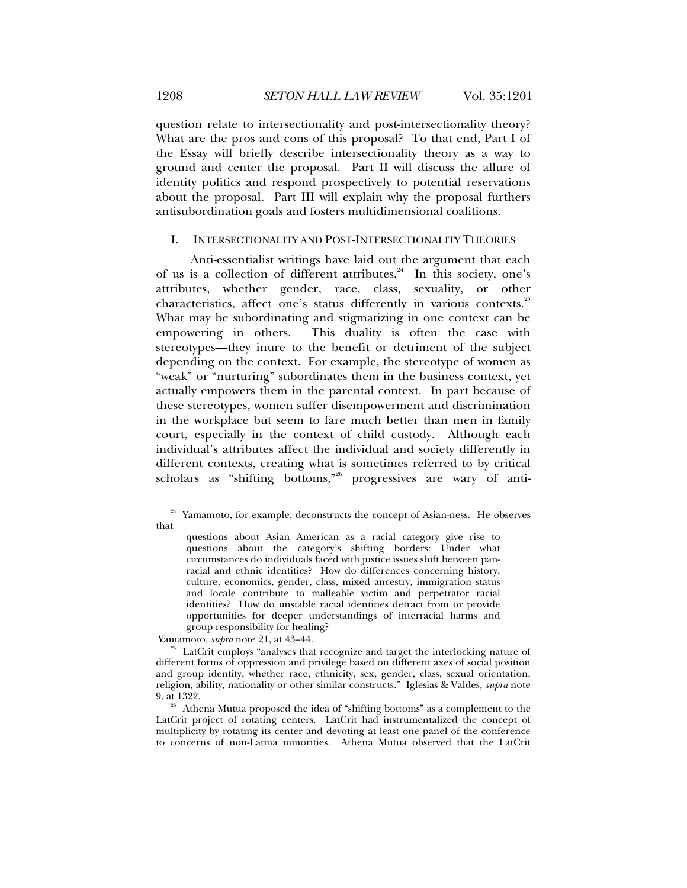question relate to intersectionality and post-intersectionality theory? What are the pros and cons of this proposal? To that end, Part I of the Essay will briefly describe intersectionality theory as a way to ground and center the proposal. Part II will discuss the allure of identity politics and respond prospectively to potential reservations about the proposal. Part III will explain why the proposal furthers antisubordination goals and fosters multidimensional coalitions.

## I. INTERSECTIONALITY AND POST-INTERSECTIONALITY THEORIES

Anti-essentialist writings have laid out the argument that each of us is a collection of different attributes.[24] In this society, one's attributes, whether gender, race, class, sexuality, or other characteristics, affect one's status differently in various contexts.[25] What may be subordinating and stigmatizing in one context can be empowering in others. This duality is often the case with stereotypes—they inure to the benefit or detriment of the subject depending on the context. For example, the stereotype of women as "weak" or "nurturing" subordinates them in the business context, yet actually empowers them in the parental context. In part because of these stereotypes, women suffer disempowerment and discrimination in the workplace but seem to fare much better than men in family court, especially in the context of child custody. Although each individual's attributes affect the individual and society differently in different contexts, creating what is sometimes referred to by critical scholars as "shifting bottoms,"[26] progressives are wary of anti-

---

[24] Yamamoto, for example, deconstructs the concept of Asian-ness. He observes that

> questions about Asian American as a racial category give rise to questions about the category's shifting borders: Under what circumstances do individuals faced with justice issues shift between pan-racial and ethnic identities? How do differences concerning history, culture, economics, gender, class, mixed ancestry, immigration status and locale contribute to malleable victim and perpetrator racial identities? How do unstable racial identities detract from or provide opportunities for deeper understandings of interracial harms and group responsibility for healing?

Yamamoto, *supra* note 21, at 43–44.

[25] LatCrit employs "analyses that recognize and target the interlocking nature of different forms of oppression and privilege based on different axes of social position and group identity, whether race, ethnicity, sex, gender, class, sexual orientation, religion, ability, nationality or other similar constructs." Iglesias & Valdes, *supra* note 9, at 1322.

[26] Athena Mutua proposed the idea of "shifting bottoms" as a complement to the LatCrit project of rotating centers. LatCrit had instrumentalized the concept of multiplicity by rotating its center and devoting at least one panel of the conference to concerns of non-Latina minorities. Athena Mutua observed that the LatCrit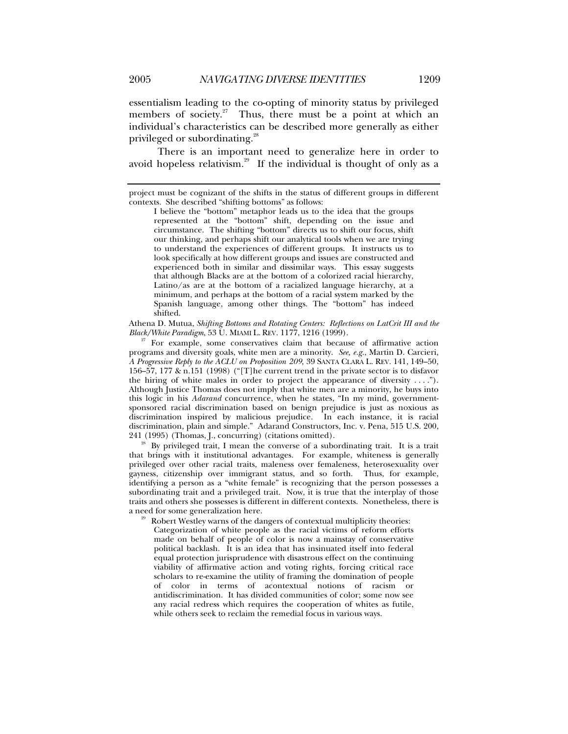essentialism leading to the co-opting of minority status by privileged members of society.[27] Thus, there must be a point at which an individual's characteristics can be described more generally as either privileged or subordinating.[28]

There is an important need to generalize here in order to avoid hopeless relativism.[29] If the individual is thought of only as a

---

project must be cognizant of the shifts in the status of different groups in different contexts. She described "shifting bottoms" as follows:

> I believe the "bottom" metaphor leads us to the idea that the groups represented at the "bottom" shift, depending on the issue and circumstance. The shifting "bottom" directs us to shift our focus, shift our thinking, and perhaps shift our analytical tools when we are trying to understand the experiences of different groups. It instructs us to look specifically at how different groups and issues are constructed and experienced both in similar and dissimilar ways. This essay suggests that although Blacks are at the bottom of a colorized racial hierarchy, Latino/as are at the bottom of a racialized language hierarchy, at a minimum, and perhaps at the bottom of a racial system marked by the Spanish language, among other things. The "bottom" has indeed shifted.

Athena D. Mutua, *Shifting Bottoms and Rotating Centers: Reflections on LatCrit III and the Black/White Paradigm*, 53 U. MIAMI L. REV. 1177, 1216 (1999).

[27] For example, some conservatives claim that because of affirmative action programs and diversity goals, white men are a minority. *See, e.g.*, Martin D. Carcieri, *A Progressive Reply to the ACLU on Proposition 209*, 39 SANTA CLARA L. REV. 141, 149–50, 156–57, 177 & n.151 (1998) ("[T]he current trend in the private sector is to disfavor the hiring of white males in order to project the appearance of diversity . . . ."). Although Justice Thomas does not imply that white men are a minority, he buys into this logic in his *Adarand* concurrence, when he states, "In my mind, government-sponsored racial discrimination based on benign prejudice is just as noxious as discrimination inspired by malicious prejudice. In each instance, it is racial discrimination, plain and simple." Adarand Constructors, Inc. v. Pena, 515 U.S. 200, 241 (1995) (Thomas, J., concurring) (citations omitted).

[28] By privileged trait, I mean the converse of a subordinating trait. It is a trait that brings with it institutional advantages. For example, whiteness is generally privileged over other racial traits, maleness over femaleness, heterosexuality over gayness, citizenship over immigrant status, and so forth. Thus, for example, identifying a person as a "white female" is recognizing that the person possesses a subordinating trait and a privileged trait. Now, it is true that the interplay of those traits and others she possesses is different in different contexts. Nonetheless, there is a need for some generalization here.

[29] Robert Westley warns of the dangers of contextual multiplicity theories:

> Categorization of white people as the racial victims of reform efforts made on behalf of people of color is now a mainstay of conservative political backlash. It is an idea that has insinuated itself into federal equal protection jurisprudence with disastrous effect on the continuing viability of affirmative action and voting rights, forcing critical race scholars to re-examine the utility of framing the domination of people of color in terms of acontextual notions of racism or antidiscrimination. It has divided communities of color; some now see any racial redress which requires the cooperation of whites as futile, while others seek to reclaim the remedial focus in various ways.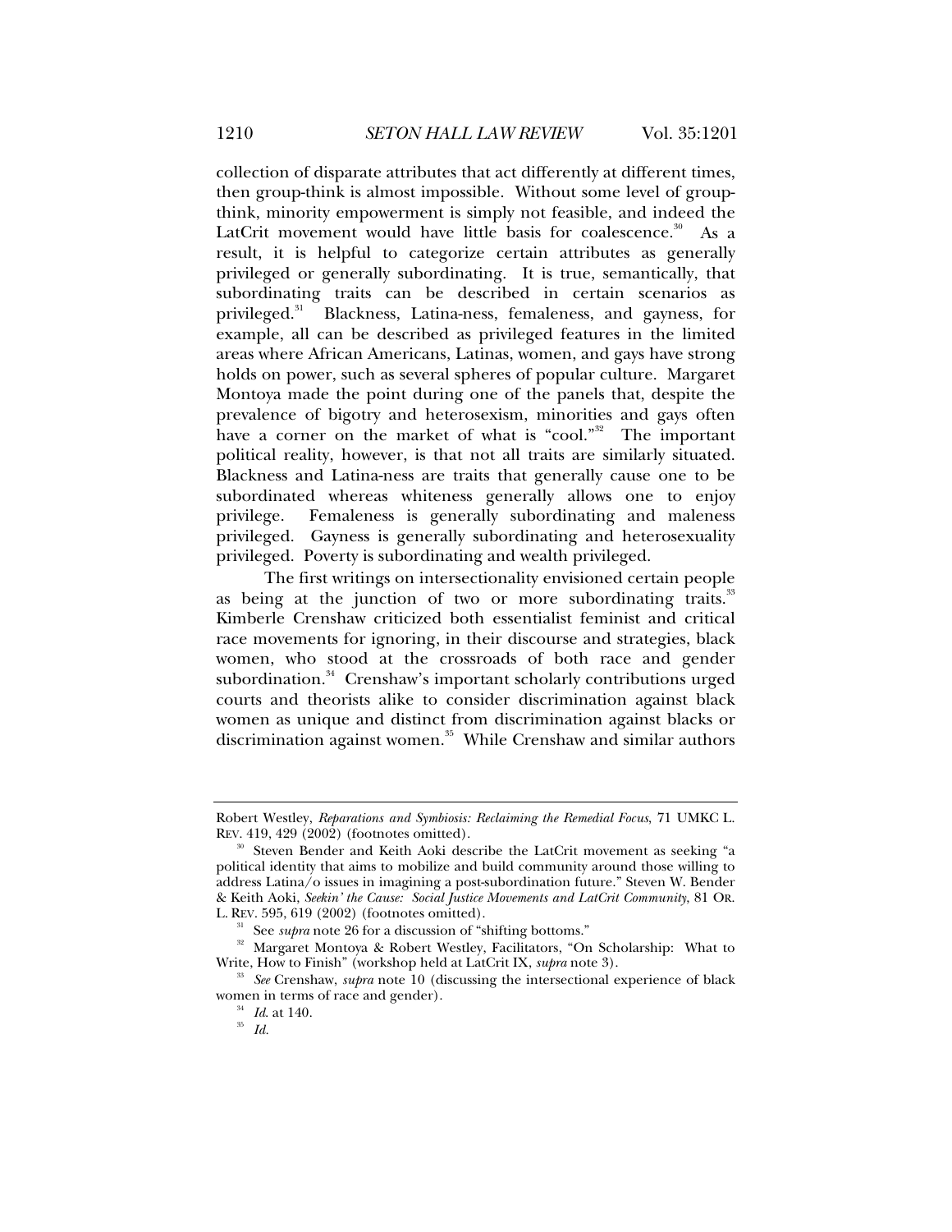collection of disparate attributes that act differently at different times, then group-think is almost impossible. Without some level of group-think, minority empowerment is simply not feasible, and indeed the LatCrit movement would have little basis for coalescence.[30] As a result, it is helpful to categorize certain attributes as generally privileged or generally subordinating. It is true, semantically, that subordinating traits can be described in certain scenarios as privileged.[31] Blackness, Latina-ness, femaleness, and gayness, for example, all can be described as privileged features in the limited areas where African Americans, Latinas, women, and gays have strong holds on power, such as several spheres of popular culture. Margaret Montoya made the point during one of the panels that, despite the prevalence of bigotry and heterosexism, minorities and gays often have a corner on the market of what is "cool."[32] The important political reality, however, is that not all traits are similarly situated. Blackness and Latina-ness are traits that generally cause one to be subordinated whereas whiteness generally allows one to enjoy privilege. Femaleness is generally subordinating and maleness privileged. Gayness is generally subordinating and heterosexuality privileged. Poverty is subordinating and wealth privileged.

The first writings on intersectionality envisioned certain people as being at the junction of two or more subordinating traits.[33] Kimberle Crenshaw criticized both essentialist feminist and critical race movements for ignoring, in their discourse and strategies, black women, who stood at the crossroads of both race and gender subordination.[34] Crenshaw's important scholarly contributions urged courts and theorists alike to consider discrimination against black women as unique and distinct from discrimination against blacks or discrimination against women.[35] While Crenshaw and similar authors

---

Robert Westley, *Reparations and Symbiosis: Reclaiming the Remedial Focus*, 71 UMKC L. REV. 419, 429 (2002) (footnotes omitted).

[30] Steven Bender and Keith Aoki describe the LatCrit movement as seeking "a political identity that aims to mobilize and build community around those willing to address Latina/o issues in imagining a post-subordination future." Steven W. Bender & Keith Aoki, *Seekin' the Cause: Social Justice Movements and LatCrit Community*, 81 OR. L. REV. 595, 619 (2002) (footnotes omitted).

[31] See *supra* note 26 for a discussion of "shifting bottoms."

[32] Margaret Montoya & Robert Westley, Facilitators, "On Scholarship: What to Write, How to Finish" (workshop held at LatCrit IX, *supra* note 3).

[33] *See* Crenshaw, *supra* note 10 (discussing the intersectional experience of black women in terms of race and gender).

[34] *Id.* at 140.

[35] *Id.*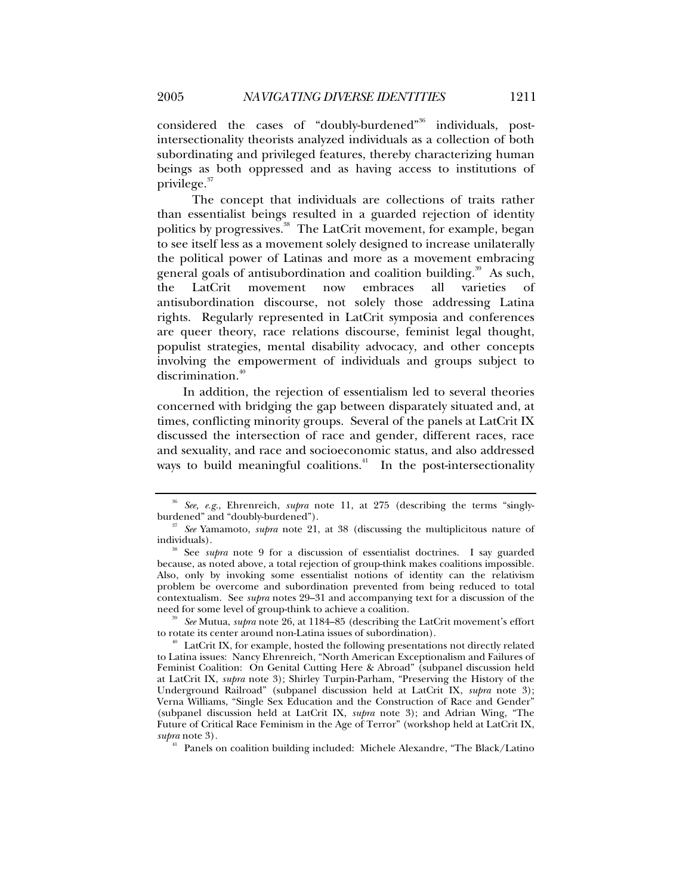considered the cases of "doubly-burdened"[36] individuals, post-intersectionality theorists analyzed individuals as a collection of both subordinating and privileged features, thereby characterizing human beings as both oppressed and as having access to institutions of privilege.[37]

The concept that individuals are collections of traits rather than essentialist beings resulted in a guarded rejection of identity politics by progressives.[38] The LatCrit movement, for example, began to see itself less as a movement solely designed to increase unilaterally the political power of Latinas and more as a movement embracing general goals of antisubordination and coalition building.[39] As such, the LatCrit movement now embraces all varieties of antisubordination discourse, not solely those addressing Latina rights. Regularly represented in LatCrit symposia and conferences are queer theory, race relations discourse, feminist legal thought, populist strategies, mental disability advocacy, and other concepts involving the empowerment of individuals and groups subject to discrimination.[40]

In addition, the rejection of essentialism led to several theories concerned with bridging the gap between disparately situated and, at times, conflicting minority groups. Several of the panels at LatCrit IX discussed the intersection of race and gender, different races, race and sexuality, and race and socioeconomic status, and also addressed ways to build meaningful coalitions.[41] In the post-intersectionality

---

[36] *See, e.g.*, Ehrenreich, *supra* note 11, at 275 (describing the terms "singly-burdened" and "doubly-burdened").

[37] *See* Yamamoto, *supra* note 21, at 38 (discussing the multiplicitous nature of individuals).

[38] See *supra* note 9 for a discussion of essentialist doctrines. I say guarded because, as noted above, a total rejection of group-think makes coalitions impossible. Also, only by invoking some essentialist notions of identity can the relativism problem be overcome and subordination prevented from being reduced to total contextualism. See *supra* notes 29–31 and accompanying text for a discussion of the need for some level of group-think to achieve a coalition.

[39] *See* Mutua, *supra* note 26, at 1184–85 (describing the LatCrit movement's effort to rotate its center around non-Latina issues of subordination).

[40] LatCrit IX, for example, hosted the following presentations not directly related to Latina issues: Nancy Ehrenreich, "North American Exceptionalism and Failures of Feminist Coalition: On Genital Cutting Here & Abroad" (subpanel discussion held at LatCrit IX, *supra* note 3); Shirley Turpin-Parham, "Preserving the History of the Underground Railroad" (subpanel discussion held at LatCrit IX, *supra* note 3); Verna Williams, "Single Sex Education and the Construction of Race and Gender" (subpanel discussion held at LatCrit IX, *supra* note 3); and Adrian Wing, "The Future of Critical Race Feminism in the Age of Terror" (workshop held at LatCrit IX, *supra* note 3).

[41] Panels on coalition building included: Michele Alexandre, "The Black/Latino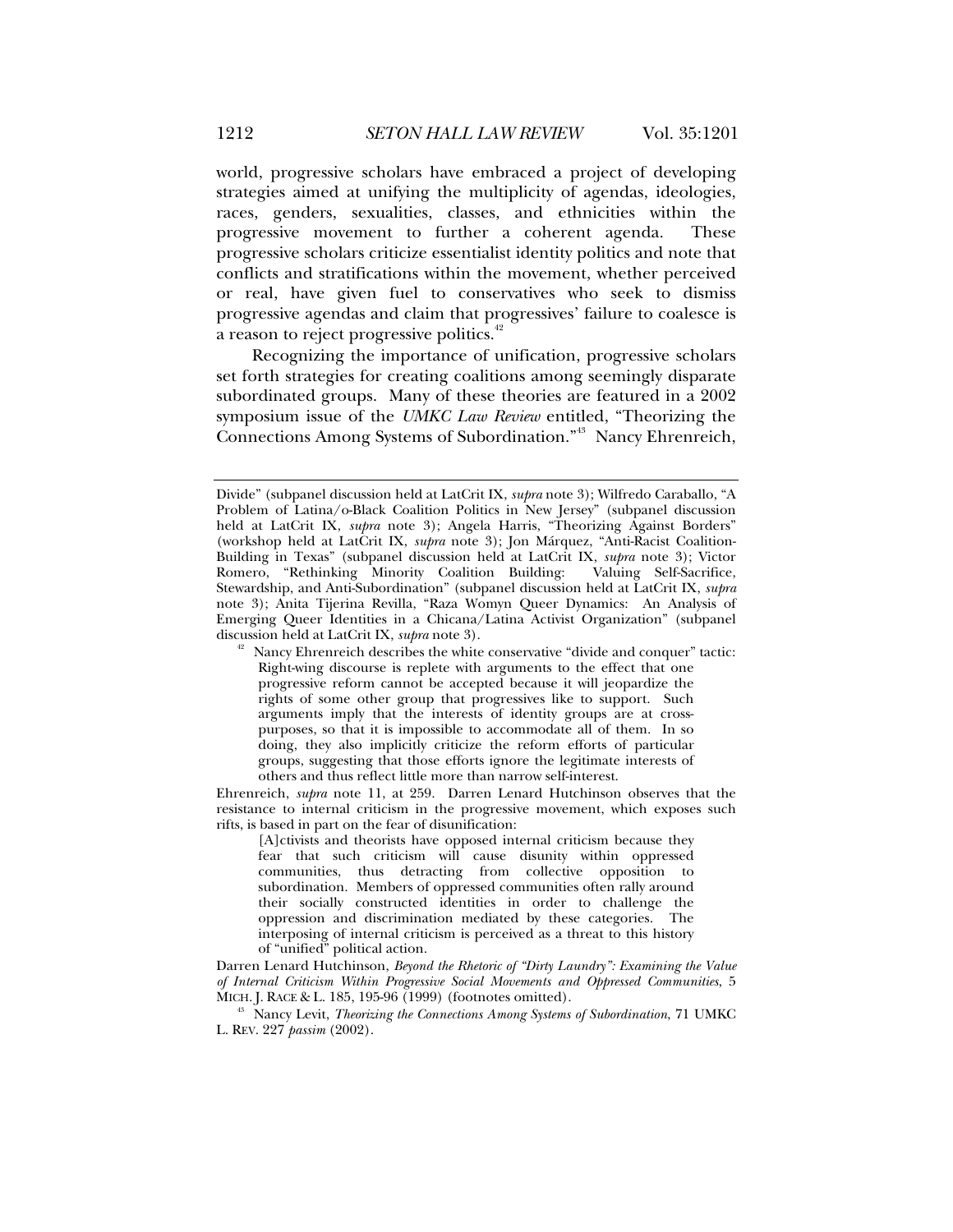world, progressive scholars have embraced a project of developing strategies aimed at unifying the multiplicity of agendas, ideologies, races, genders, sexualities, classes, and ethnicities within the progressive movement to further a coherent agenda. These progressive scholars criticize essentialist identity politics and note that conflicts and stratifications within the movement, whether perceived or real, have given fuel to conservatives who seek to dismiss progressive agendas and claim that progressives' failure to coalesce is a reason to reject progressive politics.[42]

Recognizing the importance of unification, progressive scholars set forth strategies for creating coalitions among seemingly disparate subordinated groups. Many of these theories are featured in a 2002 symposium issue of the *UMKC Law Review* entitled, "Theorizing the Connections Among Systems of Subordination."[43] Nancy Ehrenreich,

---

Divide" (subpanel discussion held at LatCrit IX, *supra* note 3); Wilfredo Caraballo, "A Problem of Latina/o-Black Coalition Politics in New Jersey" (subpanel discussion held at LatCrit IX, *supra* note 3); Angela Harris, "Theorizing Against Borders" (workshop held at LatCrit IX, *supra* note 3); Jon Márquez, "Anti-Racist Coalition-Building in Texas" (subpanel discussion held at LatCrit IX, *supra* note 3); Victor Romero, "Rethinking Minority Coalition Building: Valuing Self-Sacrifice, Stewardship, and Anti-Subordination" (subpanel discussion held at LatCrit IX, *supra* note 3); Anita Tijerina Revilla, "Raza Womyn Queer Dynamics: An Analysis of Emerging Queer Identities in a Chicana/Latina Activist Organization" (subpanel discussion held at LatCrit IX, *supra* note 3).

[42] Nancy Ehrenreich describes the white conservative "divide and conquer" tactic:

> Right-wing discourse is replete with arguments to the effect that one progressive reform cannot be accepted because it will jeopardize the rights of some other group that progressives like to support. Such arguments imply that the interests of identity groups are at cross-purposes, so that it is impossible to accommodate all of them. In so doing, they also implicitly criticize the reform efforts of particular groups, suggesting that those efforts ignore the legitimate interests of others and thus reflect little more than narrow self-interest.

Ehrenreich, *supra* note 11, at 259. Darren Lenard Hutchinson observes that the resistance to internal criticism in the progressive movement, which exposes such rifts, is based in part on the fear of disunification:

> [A]ctivists and theorists have opposed internal criticism because they fear that such criticism will cause disunity within oppressed communities, thus detracting from collective opposition to subordination. Members of oppressed communities often rally around their socially constructed identities in order to challenge the oppression and discrimination mediated by these categories. The interposing of internal criticism is perceived as a threat to this history of "unified" political action.

Darren Lenard Hutchinson, *Beyond the Rhetoric of "Dirty Laundry": Examining the Value of Internal Criticism Within Progressive Social Movements and Oppressed Communities*, 5 MICH. J. RACE & L. 185, 195-96 (1999) (footnotes omitted).

[43] Nancy Levit, *Theorizing the Connections Among Systems of Subordination*, 71 UMKC L. REV. 227 *passim* (2002).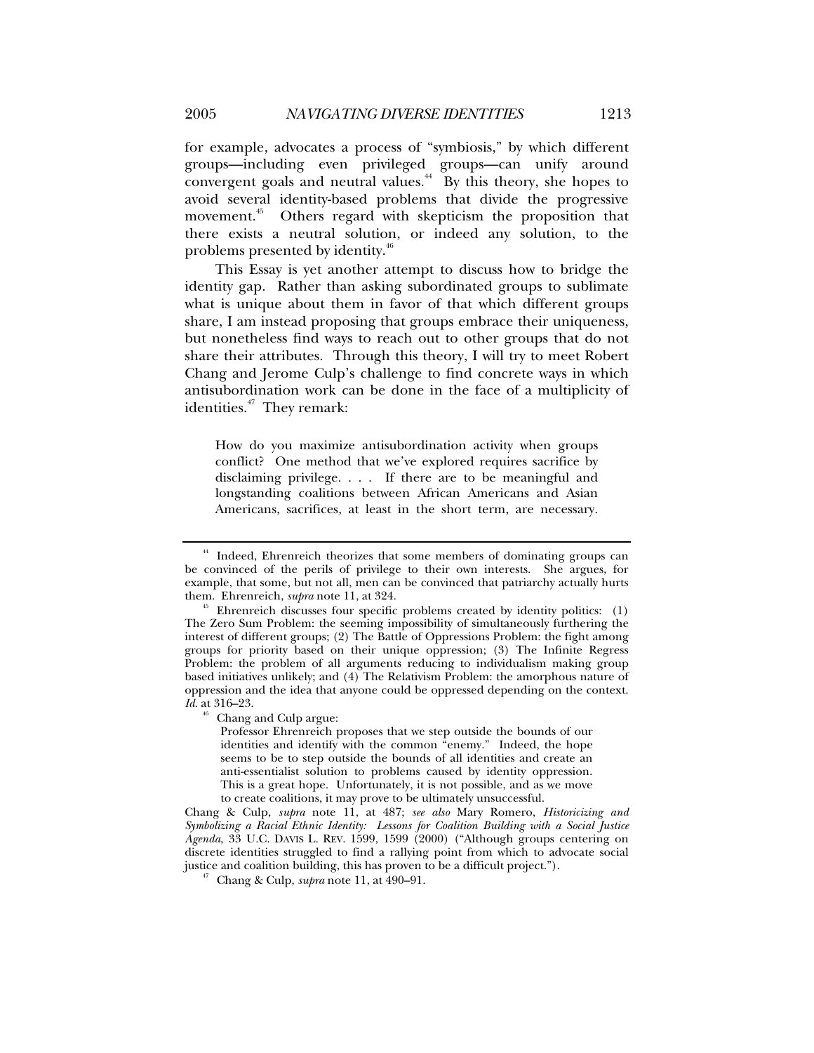for example, advocates a process of "symbiosis," by which different groups—including even privileged groups—can unify around convergent goals and neutral values.[44] By this theory, she hopes to avoid several identity-based problems that divide the progressive movement.[45] Others regard with skepticism the proposition that there exists a neutral solution, or indeed any solution, to the problems presented by identity.[46]

This Essay is yet another attempt to discuss how to bridge the identity gap. Rather than asking subordinated groups to sublimate what is unique about them in favor of that which different groups share, I am instead proposing that groups embrace their uniqueness, but nonetheless find ways to reach out to other groups that do not share their attributes. Through this theory, I will try to meet Robert Chang and Jerome Culp's challenge to find concrete ways in which antisubordination work can be done in the face of a multiplicity of identities.[47] They remark:

> How do you maximize antisubordination activity when groups conflict? One method that we've explored requires sacrifice by disclaiming privilege. . . . If there are to be meaningful and longstanding coalitions between African Americans and Asian Americans, sacrifices, at least in the short term, are necessary.

---

[44] Indeed, Ehrenreich theorizes that some members of dominating groups can be convinced of the perils of privilege to their own interests. She argues, for example, that some, but not all, men can be convinced that patriarchy actually hurts them. Ehrenreich, *supra* note 11, at 324.

[45] Ehrenreich discusses four specific problems created by identity politics: (1) The Zero Sum Problem: the seeming impossibility of simultaneously furthering the interest of different groups; (2) The Battle of Oppressions Problem: the fight among groups for priority based on their unique oppression; (3) The Infinite Regress Problem: the problem of all arguments reducing to individualism making group based initiatives unlikely; and (4) The Relativism Problem: the amorphous nature of oppression and the idea that anyone could be oppressed depending on the context. *Id.* at 316–23.

[46] Chang and Culp argue:

> Professor Ehrenreich proposes that we step outside the bounds of our identities and identify with the common "enemy." Indeed, the hope seems to be to step outside the bounds of all identities and create an anti-essentialist solution to problems caused by identity oppression. This is a great hope. Unfortunately, it is not possible, and as we move to create coalitions, it may prove to be ultimately unsuccessful.

Chang & Culp, *supra* note 11, at 487; *see also* Mary Romero, *Historicizing and Symbolizing a Racial Ethnic Identity: Lessons for Coalition Building with a Social Justice Agenda*, 33 U.C. DAVIS L. REV. 1599, 1599 (2000) ("Although groups centering on discrete identities struggled to find a rallying point from which to advocate social justice and coalition building, this has proven to be a difficult project.").

[47] Chang & Culp, *supra* note 11, at 490–91.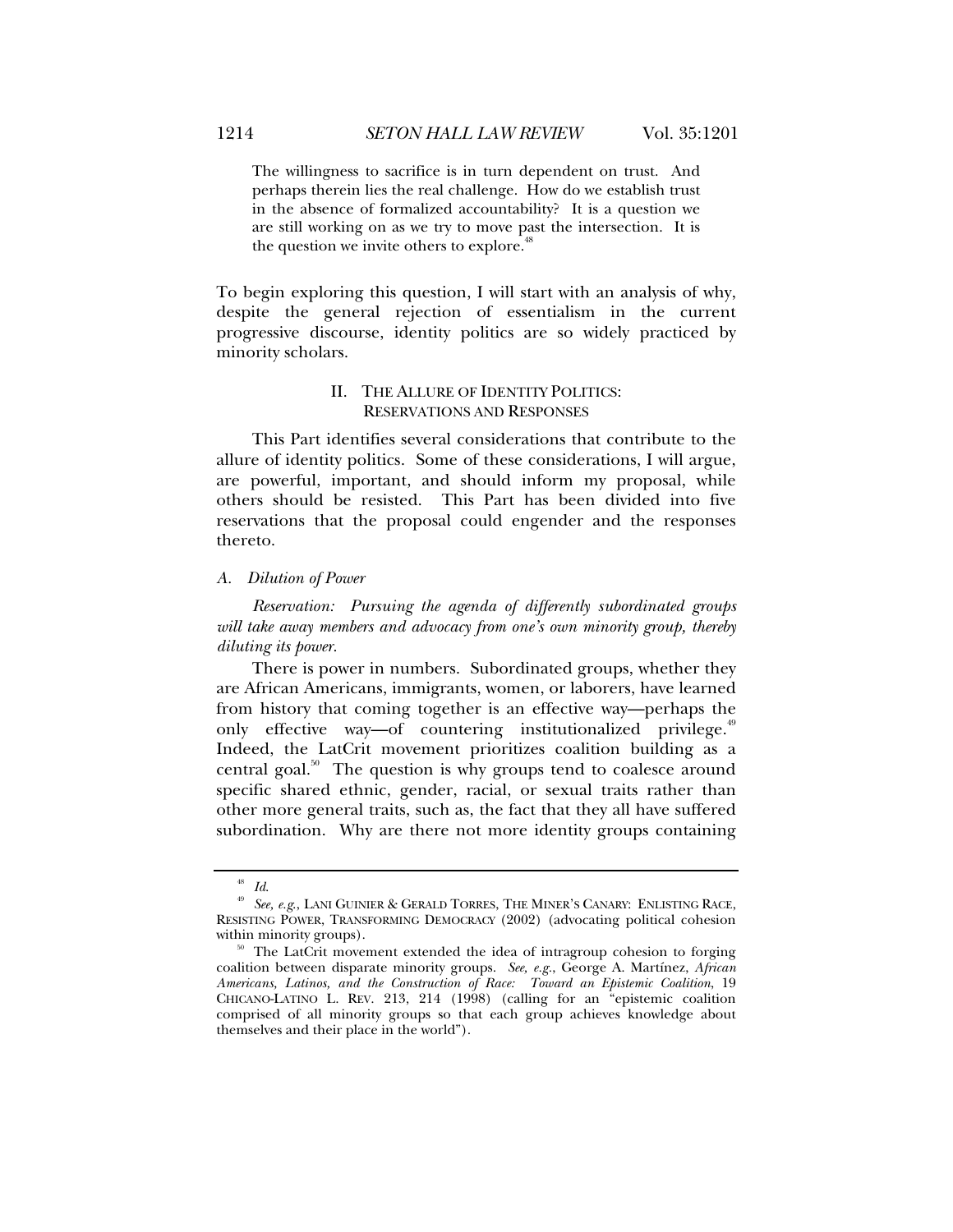> The willingness to sacrifice is in turn dependent on trust. And perhaps therein lies the real challenge. How do we establish trust in the absence of formalized accountability? It is a question we are still working on as we try to move past the intersection. It is the question we invite others to explore.[48]

To begin exploring this question, I will start with an analysis of why, despite the general rejection of essentialism in the current progressive discourse, identity politics are so widely practiced by minority scholars.

## II. THE ALLURE OF IDENTITY POLITICS: RESERVATIONS AND RESPONSES

This Part identifies several considerations that contribute to the allure of identity politics. Some of these considerations, I will argue, are powerful, important, and should inform my proposal, while others should be resisted. This Part has been divided into five reservations that the proposal could engender and the responses thereto.

### *A. Dilution of Power*

*Reservation: Pursuing the agenda of differently subordinated groups will take away members and advocacy from one's own minority group, thereby diluting its power.*

There is power in numbers. Subordinated groups, whether they are African Americans, immigrants, women, or laborers, have learned from history that coming together is an effective way—perhaps the only effective way—of countering institutionalized privilege.[49] Indeed, the LatCrit movement prioritizes coalition building as a central goal.[50] The question is why groups tend to coalesce around specific shared ethnic, gender, racial, or sexual traits rather than other more general traits, such as, the fact that they all have suffered subordination. Why are there not more identity groups containing

---

[48] *Id.*

[49] *See, e.g.*, LANI GUINIER & GERALD TORRES, THE MINER'S CANARY: ENLISTING RACE, RESISTING POWER, TRANSFORMING DEMOCRACY (2002) (advocating political cohesion within minority groups).

[50] The LatCrit movement extended the idea of intragroup cohesion to forging coalition between disparate minority groups. *See, e.g.*, George A. Martínez, *African Americans, Latinos, and the Construction of Race: Toward an Epistemic Coalition*, 19 CHICANO-LATINO L. REV. 213, 214 (1998) (calling for an "epistemic coalition comprised of all minority groups so that each group achieves knowledge about themselves and their place in the world").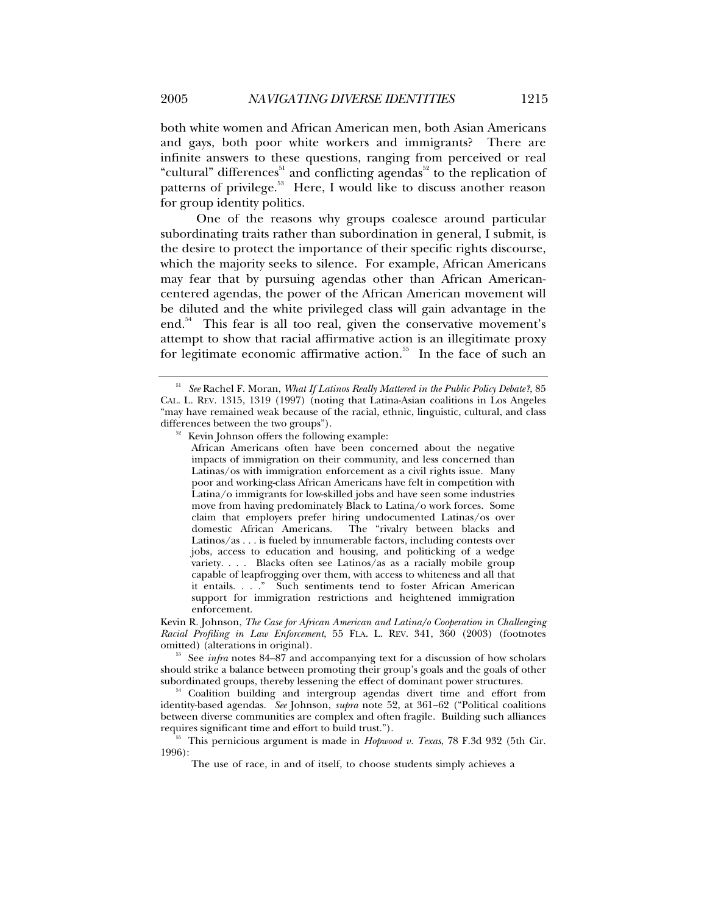both white women and African American men, both Asian Americans and gays, both poor white workers and immigrants? There are infinite answers to these questions, ranging from perceived or real "cultural" differences[51] and conflicting agendas[52] to the replication of patterns of privilege.[53] Here, I would like to discuss another reason for group identity politics.

One of the reasons why groups coalesce around particular subordinating traits rather than subordination in general, I submit, is the desire to protect the importance of their specific rights discourse, which the majority seeks to silence. For example, African Americans may fear that by pursuing agendas other than African American-centered agendas, the power of the African American movement will be diluted and the white privileged class will gain advantage in the end.[54] This fear is all too real, given the conservative movement's attempt to show that racial affirmative action is an illegitimate proxy for legitimate economic affirmative action.[55] In the face of such an

---

[51] *See* Rachel F. Moran, *What If Latinos Really Mattered in the Public Policy Debate?*, 85 CAL. L. REV. 1315, 1319 (1997) (noting that Latina-Asian coalitions in Los Angeles "may have remained weak because of the racial, ethnic, linguistic, cultural, and class differences between the two groups").

[52] Kevin Johnson offers the following example:

> African Americans often have been concerned about the negative impacts of immigration on their community, and less concerned than Latinas/os with immigration enforcement as a civil rights issue. Many poor and working-class African Americans have felt in competition with Latina/o immigrants for low-skilled jobs and have seen some industries move from having predominately Black to Latina/o work forces. Some claim that employers prefer hiring undocumented Latinas/os over domestic African Americans. The "rivalry between blacks and Latinos/as . . . is fueled by innumerable factors, including contests over jobs, access to education and housing, and politicking of a wedge variety. . . . Blacks often see Latinos/as as a racially mobile group capable of leapfrogging over them, with access to whiteness and all that it entails. . . ." Such sentiments tend to foster African American support for immigration restrictions and heightened immigration enforcement.

Kevin R. Johnson, *The Case for African American and Latina/o Cooperation in Challenging Racial Profiling in Law Enforcement*, 55 FLA. L. REV. 341, 360 (2003) (footnotes omitted) (alterations in original).

[53] See *infra* notes 84–87 and accompanying text for a discussion of how scholars should strike a balance between promoting their group's goals and the goals of other subordinated groups, thereby lessening the effect of dominant power structures.

[54] Coalition building and intergroup agendas divert time and effort from identity-based agendas. *See* Johnson, *supra* note 52, at 361–62 ("Political coalitions between diverse communities are complex and often fragile. Building such alliances requires significant time and effort to build trust.").

[55] This pernicious argument is made in *Hopwood v. Texas*, 78 F.3d 932 (5th Cir. 1996):

> The use of race, in and of itself, to choose students simply achieves a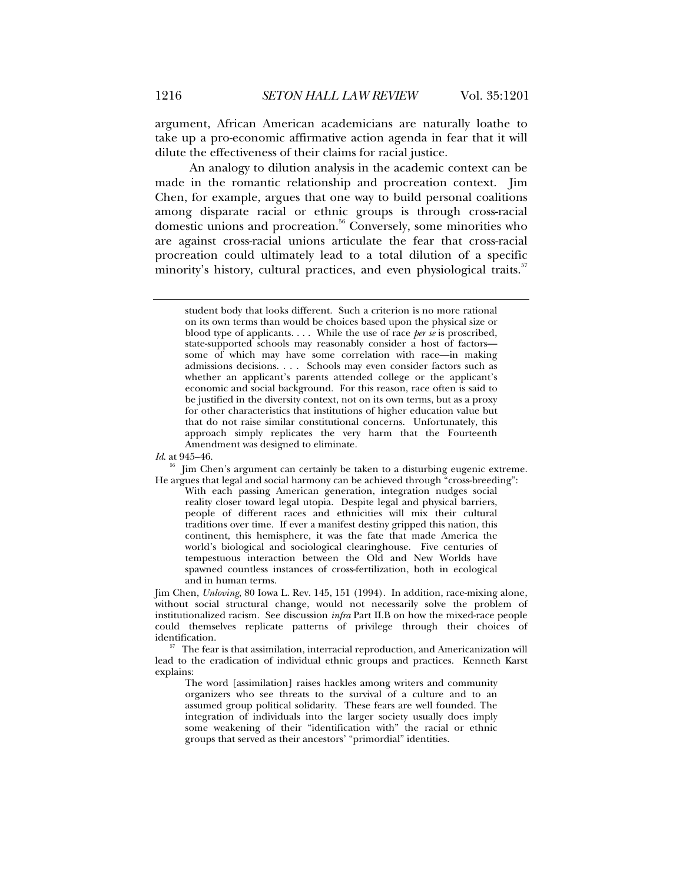argument, African American academicians are naturally loathe to take up a pro-economic affirmative action agenda in fear that it will dilute the effectiveness of their claims for racial justice.

An analogy to dilution analysis in the academic context can be made in the romantic relationship and procreation context. Jim Chen, for example, argues that one way to build personal coalitions among disparate racial or ethnic groups is through cross-racial domestic unions and procreation.[56] Conversely, some minorities who are against cross-racial unions articulate the fear that cross-racial procreation could ultimately lead to a total dilution of a specific minority's history, cultural practices, and even physiological traits.[57]

---

> student body that looks different. Such a criterion is no more rational on its own terms than would be choices based upon the physical size or blood type of applicants. . . . While the use of race *per se* is proscribed, state-supported schools may reasonably consider a host of factors—some of which may have some correlation with race—in making admissions decisions. . . . Schools may even consider factors such as whether an applicant's parents attended college or the applicant's economic and social background. For this reason, race often is said to be justified in the diversity context, not on its own terms, but as a proxy for other characteristics that institutions of higher education value but that do not raise similar constitutional concerns. Unfortunately, this approach simply replicates the very harm that the Fourteenth Amendment was designed to eliminate.

*Id.* at 945–46.

[56] Jim Chen's argument can certainly be taken to a disturbing eugenic extreme. He argues that legal and social harmony can be achieved through "cross-breeding":

> With each passing American generation, integration nudges social reality closer toward legal utopia. Despite legal and physical barriers, people of different races and ethnicities will mix their cultural traditions over time. If ever a manifest destiny gripped this nation, this continent, this hemisphere, it was the fate that made America the world's biological and sociological clearinghouse. Five centuries of tempestuous interaction between the Old and New Worlds have spawned countless instances of cross-fertilization, both in ecological and in human terms.

Jim Chen, *Unloving*, 80 Iowa L. Rev. 145, 151 (1994). In addition, race-mixing alone, without social structural change, would not necessarily solve the problem of institutionalized racism. See discussion *infra* Part II.B on how the mixed-race people could themselves replicate patterns of privilege through their choices of identification.

[57] The fear is that assimilation, interracial reproduction, and Americanization will lead to the eradication of individual ethnic groups and practices. Kenneth Karst explains:

> The word [assimilation] raises hackles among writers and community organizers who see threats to the survival of a culture and to an assumed group political solidarity. These fears are well founded. The integration of individuals into the larger society usually does imply some weakening of their "identification with" the racial or ethnic groups that served as their ancestors' "primordial" identities.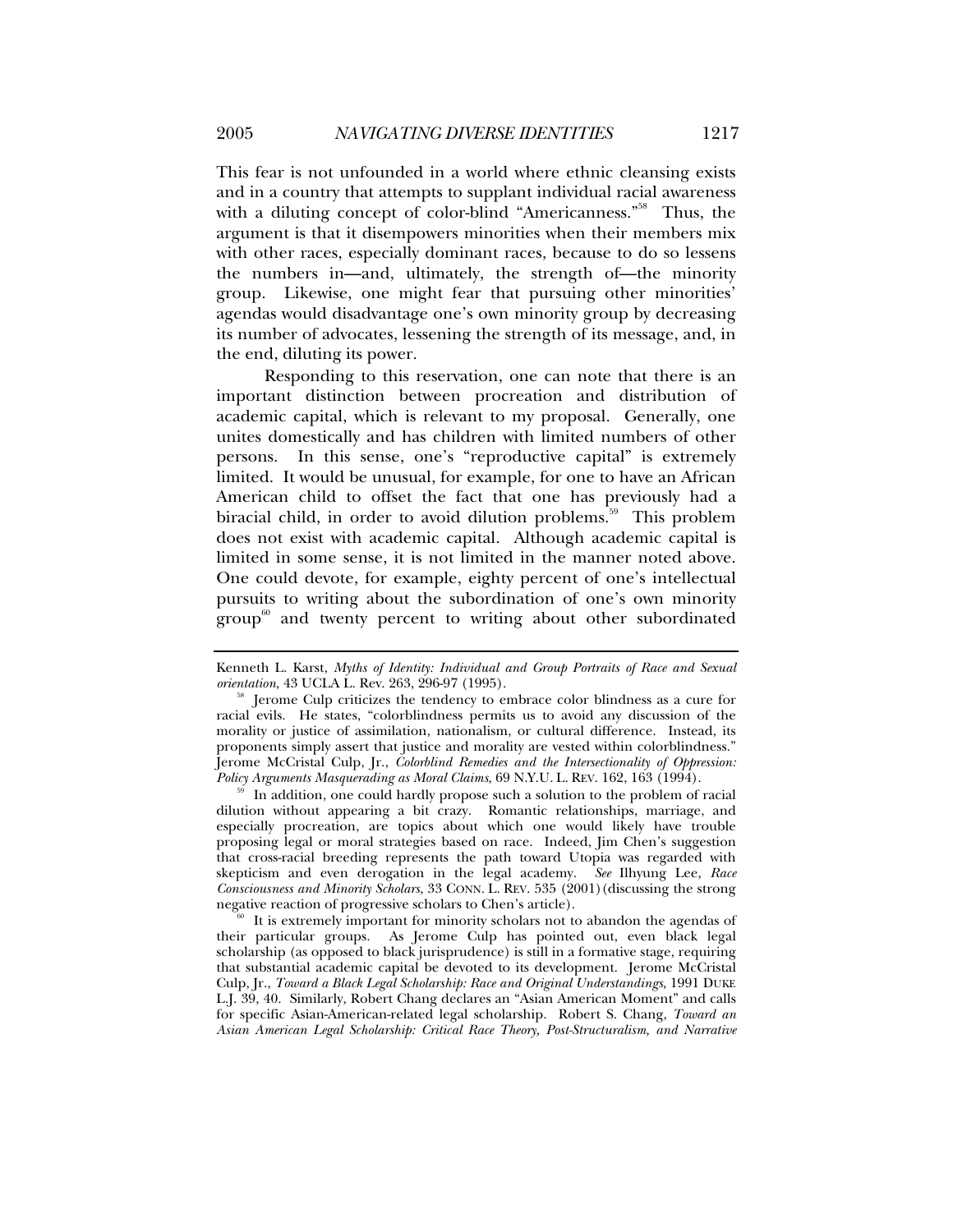This fear is not unfounded in a world where ethnic cleansing exists and in a country that attempts to supplant individual racial awareness with a diluting concept of color-blind "Americanness."[58] Thus, the argument is that it disempowers minorities when their members mix with other races, especially dominant races, because to do so lessens the numbers in—and, ultimately, the strength of—the minority group. Likewise, one might fear that pursuing other minorities' agendas would disadvantage one's own minority group by decreasing its number of advocates, lessening the strength of its message, and, in the end, diluting its power.

Responding to this reservation, one can note that there is an important distinction between procreation and distribution of academic capital, which is relevant to my proposal. Generally, one unites domestically and has children with limited numbers of other persons. In this sense, one's "reproductive capital" is extremely limited. It would be unusual, for example, for one to have an African American child to offset the fact that one has previously had a biracial child, in order to avoid dilution problems.[59] This problem does not exist with academic capital. Although academic capital is limited in some sense, it is not limited in the manner noted above. One could devote, for example, eighty percent of one's intellectual pursuits to writing about the subordination of one's own minority group[60] and twenty percent to writing about other subordinated

---

Kenneth L. Karst, *Myths of Identity: Individual and Group Portraits of Race and Sexual orientation*, 43 UCLA L. Rev. 263, 296-97 (1995).

[58] Jerome Culp criticizes the tendency to embrace color blindness as a cure for racial evils. He states, "colorblindness permits us to avoid any discussion of the morality or justice of assimilation, nationalism, or cultural difference. Instead, its proponents simply assert that justice and morality are vested within colorblindness." Jerome McCristal Culp, Jr., *Colorblind Remedies and the Intersectionality of Oppression: Policy Arguments Masquerading as Moral Claims*, 69 N.Y.U. L. REV. 162, 163 (1994).

[59] In addition, one could hardly propose such a solution to the problem of racial dilution without appearing a bit crazy. Romantic relationships, marriage, and especially procreation, are topics about which one would likely have trouble proposing legal or moral strategies based on race. Indeed, Jim Chen's suggestion that cross-racial breeding represents the path toward Utopia was regarded with skepticism and even derogation in the legal academy. *See* Ilhyung Lee, *Race Consciousness and Minority Scholars*, 33 CONN. L. REV. 535 (2001) (discussing the strong negative reaction of progressive scholars to Chen's article).

[60] It is extremely important for minority scholars not to abandon the agendas of their particular groups. As Jerome Culp has pointed out, even black legal scholarship (as opposed to black jurisprudence) is still in a formative stage, requiring that substantial academic capital be devoted to its development. Jerome McCristal Culp, Jr., *Toward a Black Legal Scholarship: Race and Original Understandings*, 1991 DUKE L.J. 39, 40. Similarly, Robert Chang declares an "Asian American Moment" and calls for specific Asian-American-related legal scholarship. Robert S. Chang, *Toward an Asian American Legal Scholarship: Critical Race Theory, Post-Structuralism, and Narrative*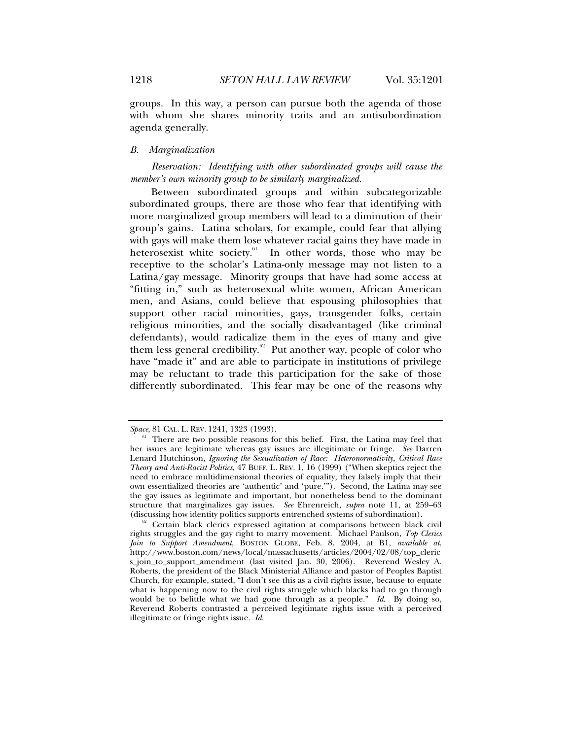groups. In this way, a person can pursue both the agenda of those with whom she shares minority traits and an antisubordination agenda generally.

### *B. Marginalization*

*Reservation: Identifying with other subordinated groups will cause the member's own minority group to be similarly marginalized.*

Between subordinated groups and within subcategorizable subordinated groups, there are those who fear that identifying with more marginalized group members will lead to a diminution of their group's gains. Latina scholars, for example, could fear that allying with gays will make them lose whatever racial gains they have made in heterosexist white society.[61] In other words, those who may be receptive to the scholar's Latina-only message may not listen to a Latina/gay message. Minority groups that have had some access at "fitting in," such as heterosexual white women, African American men, and Asians, could believe that espousing philosophies that support other racial minorities, gays, transgender folks, certain religious minorities, and the socially disadvantaged (like criminal defendants), would radicalize them in the eyes of many and give them less general credibility.[62] Put another way, people of color who have "made it" and are able to participate in institutions of privilege may be reluctant to trade this participation for the sake of those differently subordinated. This fear may be one of the reasons why

---

*Space*, 81 CAL. L. REV. 1241, 1323 (1993).

[61] There are two possible reasons for this belief. First, the Latina may feel that her issues are legitimate whereas gay issues are illegitimate or fringe. *See* Darren Lenard Hutchinson, *Ignoring the Sexualization of Race: Heteronormativity, Critical Race Theory and Anti-Racist Politics*, 47 BUFF. L. REV. 1, 16 (1999) ("When skeptics reject the need to embrace multidimensional theories of equality, they falsely imply that their own essentialized theories are 'authentic' and 'pure.'"). Second, the Latina may see the gay issues as legitimate and important, but nonetheless bend to the dominant structure that marginalizes gay issues. *See* Ehrenreich, *supra* note 11, at 259–63 (discussing how identity politics supports entrenched systems of subordination).

[62] Certain black clerics expressed agitation at comparisons between black civil rights struggles and the gay right to marry movement. Michael Paulson, *Top Clerics Join to Support Amendment*, BOSTON GLOBE, Feb. 8, 2004, at B1, *available at*, http://www.boston.com/news/local/massachusetts/articles/2004/02/08/top_clerics_join_to_support_amendment (last visited Jan. 30, 2006). Reverend Wesley A. Roberts, the president of the Black Ministerial Alliance and pastor of Peoples Baptist Church, for example, stated, "I don't see this as a civil rights issue, because to equate what is happening now to the civil rights struggle which blacks had to go through would be to belittle what we had gone through as a people." *Id.* By doing so, Reverend Roberts contrasted a perceived legitimate rights issue with a perceived illegitimate or fringe rights issue. *Id.*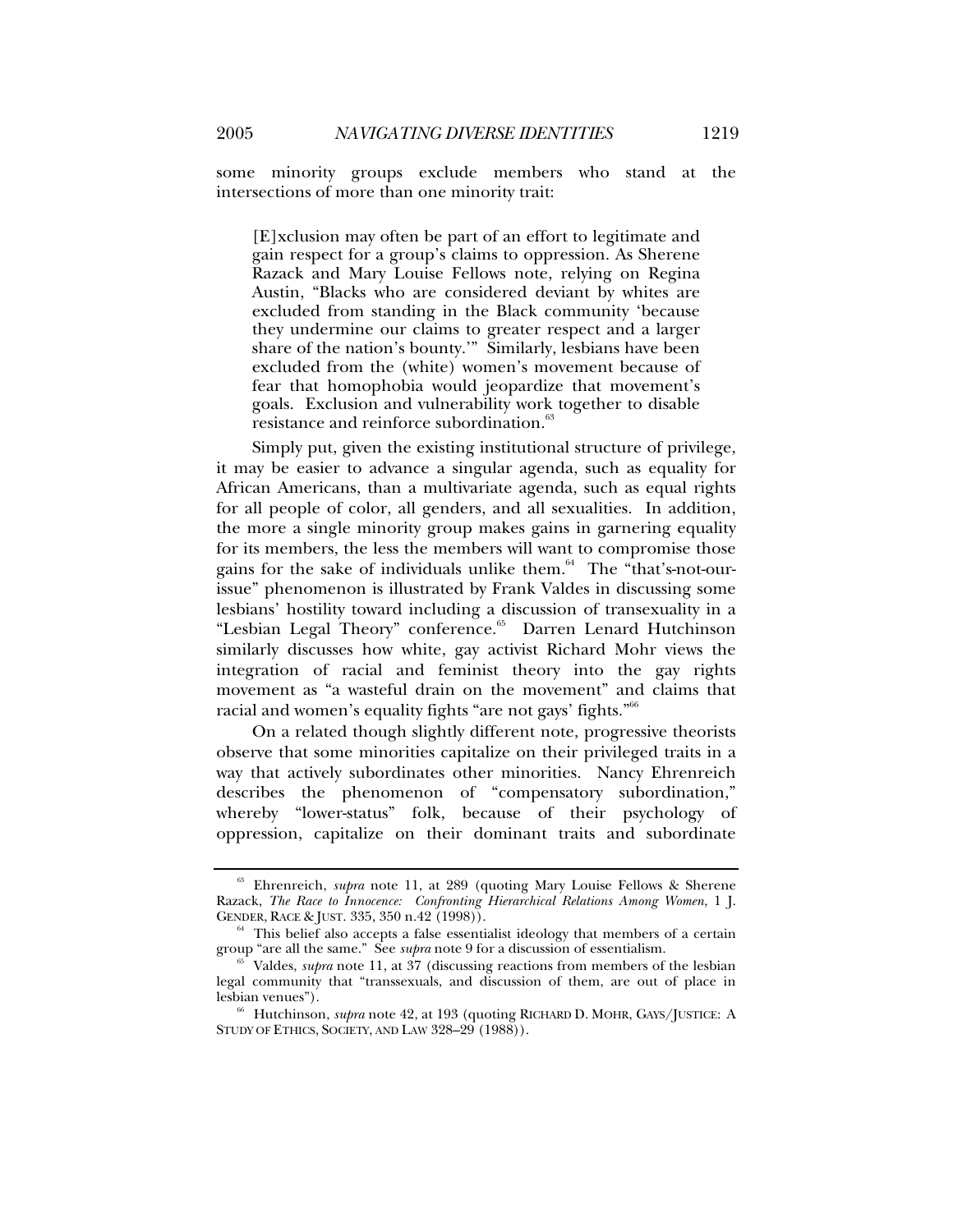some minority groups exclude members who stand at the intersections of more than one minority trait:

> [E]xclusion may often be part of an effort to legitimate and gain respect for a group's claims to oppression. As Sherene Razack and Mary Louise Fellows note, relying on Regina Austin, "Blacks who are considered deviant by whites are excluded from standing in the Black community 'because they undermine our claims to greater respect and a larger share of the nation's bounty.'" Similarly, lesbians have been excluded from the (white) women's movement because of fear that homophobia would jeopardize that movement's goals. Exclusion and vulnerability work together to disable resistance and reinforce subordination.[63]

Simply put, given the existing institutional structure of privilege, it may be easier to advance a singular agenda, such as equality for African Americans, than a multivariate agenda, such as equal rights for all people of color, all genders, and all sexualities. In addition, the more a single minority group makes gains in garnering equality for its members, the less the members will want to compromise those gains for the sake of individuals unlike them.[64] The "that's-not-our-issue" phenomenon is illustrated by Frank Valdes in discussing some lesbians' hostility toward including a discussion of transexuality in a "Lesbian Legal Theory" conference.[65] Darren Lenard Hutchinson similarly discusses how white, gay activist Richard Mohr views the integration of racial and feminist theory into the gay rights movement as "a wasteful drain on the movement" and claims that racial and women's equality fights "are not gays' fights."[66]

On a related though slightly different note, progressive theorists observe that some minorities capitalize on their privileged traits in a way that actively subordinates other minorities. Nancy Ehrenreich describes the phenomenon of "compensatory subordination," whereby "lower-status" folk, because of their psychology of oppression, capitalize on their dominant traits and subordinate

---

[63] Ehrenreich, *supra* note 11, at 289 (quoting Mary Louise Fellows & Sherene Razack, *The Race to Innocence: Confronting Hierarchical Relations Among Women*, 1 J. GENDER, RACE & JUST. 335, 350 n.42 (1998)).

[64] This belief also accepts a false essentialist ideology that members of a certain group "are all the same." See *supra* note 9 for a discussion of essentialism.

[65] Valdes, *supra* note 11, at 37 (discussing reactions from members of the lesbian legal community that "transsexuals, and discussion of them, are out of place in lesbian venues").

[66] Hutchinson, *supra* note 42, at 193 (quoting RICHARD D. MOHR, GAYS/JUSTICE: A STUDY OF ETHICS, SOCIETY, AND LAW 328–29 (1988)).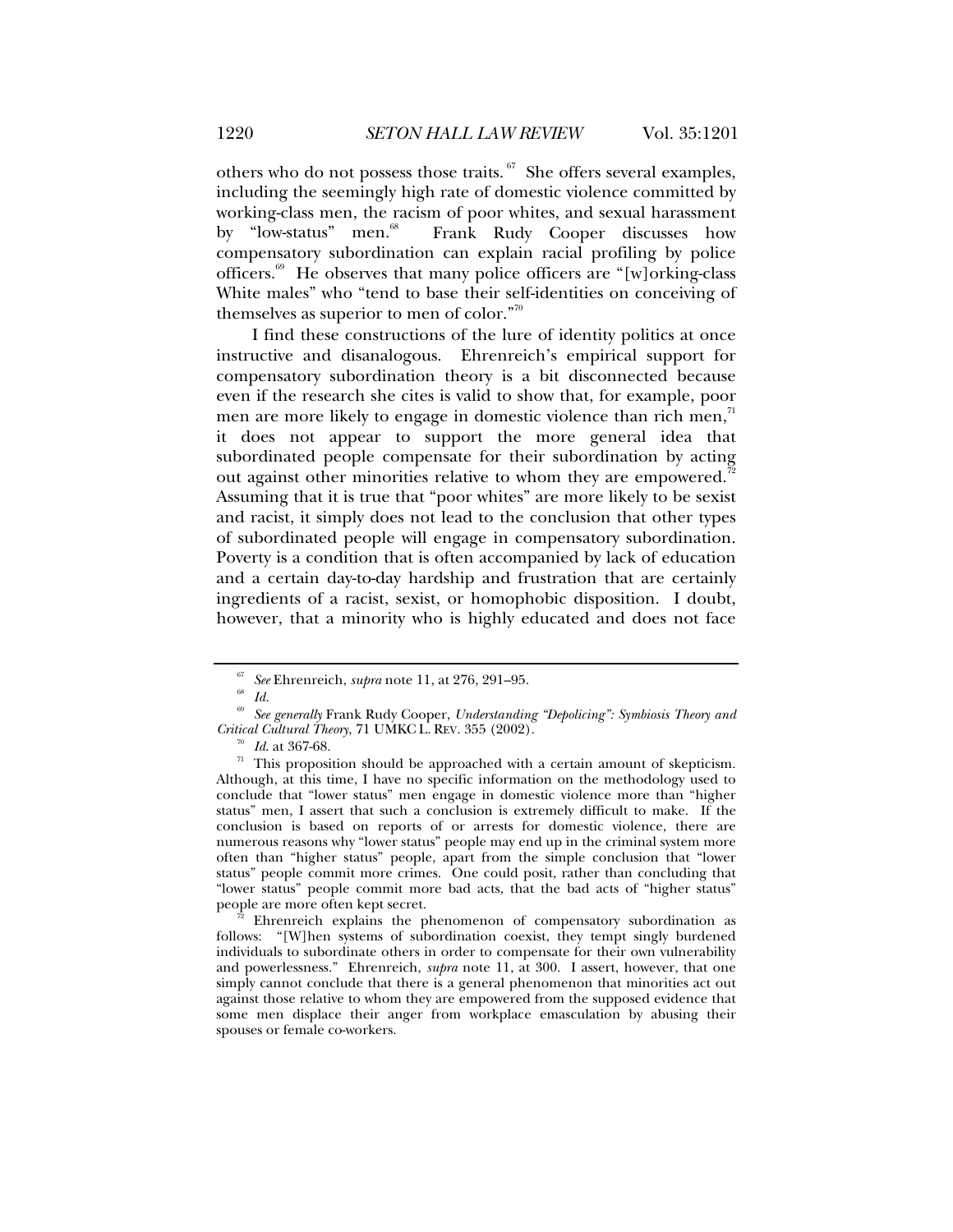others who do not possess those traits.[67] She offers several examples, including the seemingly high rate of domestic violence committed by working-class men, the racism of poor whites, and sexual harassment by "low-status" men.[68] Frank Rudy Cooper discusses how compensatory subordination can explain racial profiling by police officers.[69] He observes that many police officers are "[w]orking-class White males" who "tend to base their self-identities on conceiving of themselves as superior to men of color."[70]

I find these constructions of the lure of identity politics at once instructive and disanalogous. Ehrenreich's empirical support for compensatory subordination theory is a bit disconnected because even if the research she cites is valid to show that, for example, poor men are more likely to engage in domestic violence than rich men,[71] it does not appear to support the more general idea that subordinated people compensate for their subordination by acting out against other minorities relative to whom they are empowered.[72] Assuming that it is true that "poor whites" are more likely to be sexist and racist, it simply does not lead to the conclusion that other types of subordinated people will engage in compensatory subordination. Poverty is a condition that is often accompanied by lack of education and a certain day-to-day hardship and frustration that are certainly ingredients of a racist, sexist, or homophobic disposition. I doubt, however, that a minority who is highly educated and does not face

---

[67] *See* Ehrenreich, *supra* note 11, at 276, 291–95.

[68] *Id.*

[69] *See generally* Frank Rudy Cooper, *Understanding "Depolicing": Symbiosis Theory and Critical Cultural Theory*, 71 UMKC L. REV. 355 (2002).

[70] *Id.* at 367-68.

[71] This proposition should be approached with a certain amount of skepticism. Although, at this time, I have no specific information on the methodology used to conclude that "lower status" men engage in domestic violence more than "higher status" men, I assert that such a conclusion is extremely difficult to make. If the conclusion is based on reports of or arrests for domestic violence, there are numerous reasons why "lower status" people may end up in the criminal system more often than "higher status" people, apart from the simple conclusion that "lower status" people commit more crimes. One could posit, rather than concluding that "lower status" people commit more bad acts, that the bad acts of "higher status" people are more often kept secret.

[72] Ehrenreich explains the phenomenon of compensatory subordination as follows: "[W]hen systems of subordination coexist, they tempt singly burdened individuals to subordinate others in order to compensate for their own vulnerability and powerlessness." Ehrenreich, *supra* note 11, at 300. I assert, however, that one simply cannot conclude that there is a general phenomenon that minorities act out against those relative to whom they are empowered from the supposed evidence that some men displace their anger from workplace emasculation by abusing their spouses or female co-workers.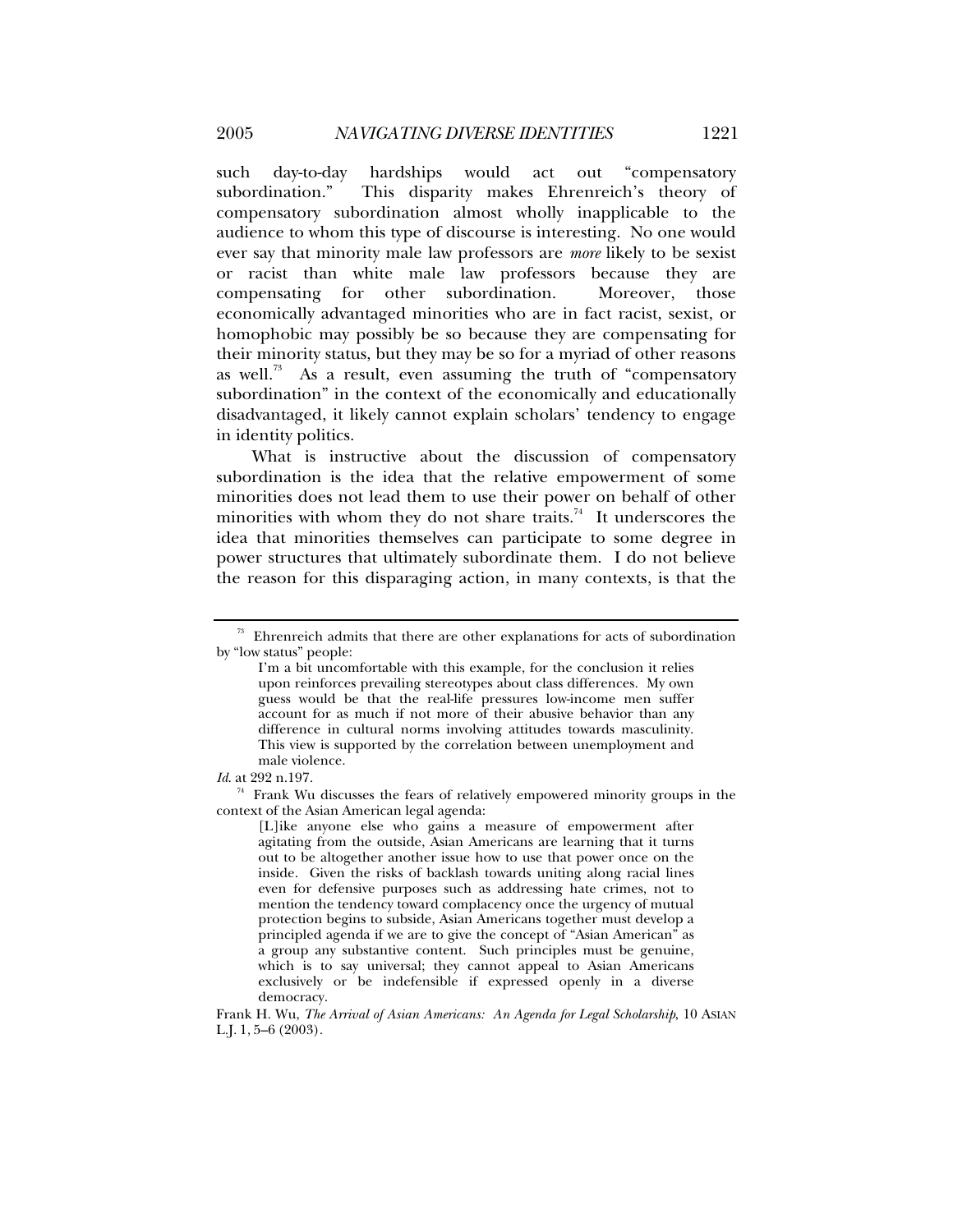such day-to-day hardships would act out "compensatory subordination." This disparity makes Ehrenreich's theory of compensatory subordination almost wholly inapplicable to the audience to whom this type of discourse is interesting. No one would ever say that minority male law professors are *more* likely to be sexist or racist than white male law professors because they are compensating for other subordination. Moreover, those economically advantaged minorities who are in fact racist, sexist, or homophobic may possibly be so because they are compensating for their minority status, but they may be so for a myriad of other reasons as well.[73] As a result, even assuming the truth of "compensatory subordination" in the context of the economically and educationally disadvantaged, it likely cannot explain scholars' tendency to engage in identity politics.

What is instructive about the discussion of compensatory subordination is the idea that the relative empowerment of some minorities does not lead them to use their power on behalf of other minorities with whom they do not share traits.[74] It underscores the idea that minorities themselves can participate to some degree in power structures that ultimately subordinate them. I do not believe the reason for this disparaging action, in many contexts, is that the

---

[73] Ehrenreich admits that there are other explanations for acts of subordination by "low status" people:

> I'm a bit uncomfortable with this example, for the conclusion it relies upon reinforces prevailing stereotypes about class differences. My own guess would be that the real-life pressures low-income men suffer account for as much if not more of their abusive behavior than any difference in cultural norms involving attitudes towards masculinity. This view is supported by the correlation between unemployment and male violence.

*Id.* at 292 n.197.

[74] Frank Wu discusses the fears of relatively empowered minority groups in the context of the Asian American legal agenda:

> [L]ike anyone else who gains a measure of empowerment after agitating from the outside, Asian Americans are learning that it turns out to be altogether another issue how to use that power once on the inside. Given the risks of backlash towards uniting along racial lines even for defensive purposes such as addressing hate crimes, not to mention the tendency toward complacency once the urgency of mutual protection begins to subside, Asian Americans together must develop a principled agenda if we are to give the concept of "Asian American" as a group any substantive content. Such principles must be genuine, which is to say universal; they cannot appeal to Asian Americans exclusively or be indefensible if expressed openly in a diverse democracy.

Frank H. Wu, *The Arrival of Asian Americans: An Agenda for Legal Scholarship*, 10 ASIAN L.J. 1, 5–6 (2003).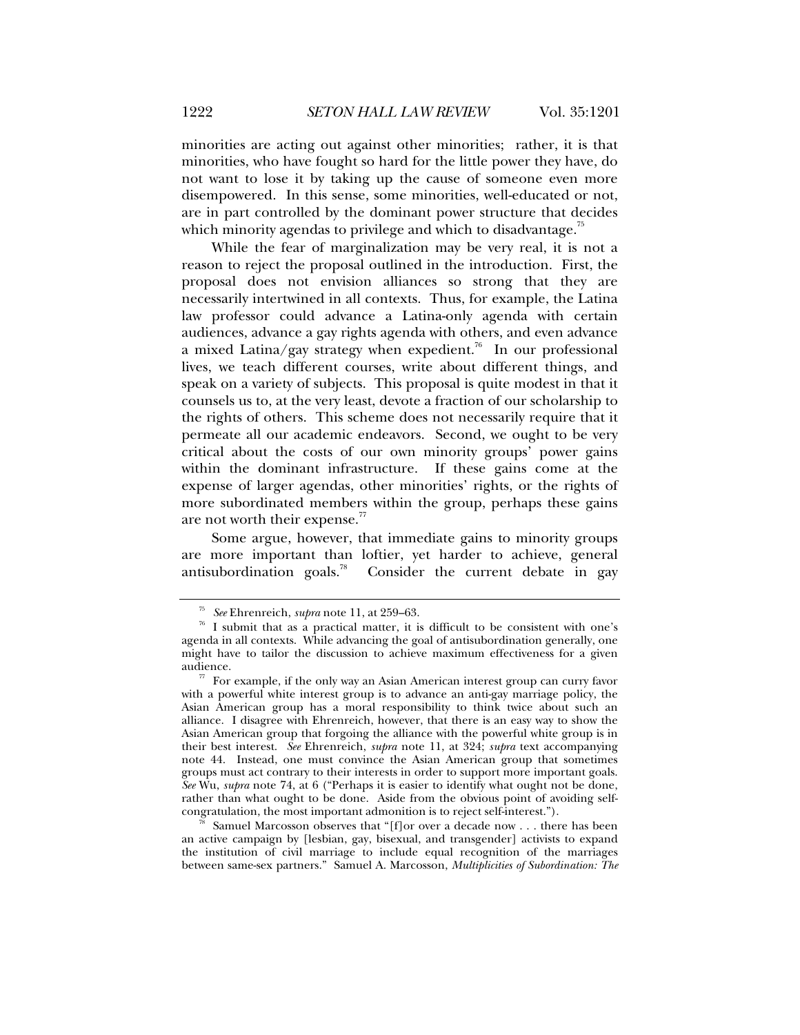minorities are acting out against other minorities; rather, it is that minorities, who have fought so hard for the little power they have, do not want to lose it by taking up the cause of someone even more disempowered. In this sense, some minorities, well-educated or not, are in part controlled by the dominant power structure that decides which minority agendas to privilege and which to disadvantage.[75]

While the fear of marginalization may be very real, it is not a reason to reject the proposal outlined in the introduction. First, the proposal does not envision alliances so strong that they are necessarily intertwined in all contexts. Thus, for example, the Latina law professor could advance a Latina-only agenda with certain audiences, advance a gay rights agenda with others, and even advance a mixed Latina/gay strategy when expedient.[76] In our professional lives, we teach different courses, write about different things, and speak on a variety of subjects. This proposal is quite modest in that it counsels us to, at the very least, devote a fraction of our scholarship to the rights of others. This scheme does not necessarily require that it permeate all our academic endeavors. Second, we ought to be very critical about the costs of our own minority groups' power gains within the dominant infrastructure. If these gains come at the expense of larger agendas, other minorities' rights, or the rights of more subordinated members within the group, perhaps these gains are not worth their expense.[77]

Some argue, however, that immediate gains to minority groups are more important than loftier, yet harder to achieve, general antisubordination goals.[78] Consider the current debate in gay

---

[75] *See* Ehrenreich, *supra* note 11, at 259–63.

[76] I submit that as a practical matter, it is difficult to be consistent with one's agenda in all contexts. While advancing the goal of antisubordination generally, one might have to tailor the discussion to achieve maximum effectiveness for a given audience.

[77] For example, if the only way an Asian American interest group can curry favor with a powerful white interest group is to advance an anti-gay marriage policy, the Asian American group has a moral responsibility to think twice about such an alliance. I disagree with Ehrenreich, however, that there is an easy way to show the Asian American group that forgoing the alliance with the powerful white group is in their best interest. *See* Ehrenreich, *supra* note 11, at 324; *supra* text accompanying note 44. Instead, one must convince the Asian American group that sometimes groups must act contrary to their interests in order to support more important goals. *See* Wu, *supra* note 74, at 6 ("Perhaps it is easier to identify what ought not be done, rather than what ought to be done. Aside from the obvious point of avoiding self-congratulation, the most important admonition is to reject self-interest.").

[78] Samuel Marcosson observes that "[f]or over a decade now . . . there has been an active campaign by [lesbian, gay, bisexual, and transgender] activists to expand the institution of civil marriage to include equal recognition of the marriages between same-sex partners." Samuel A. Marcosson, *Multiplicities of Subordination: The*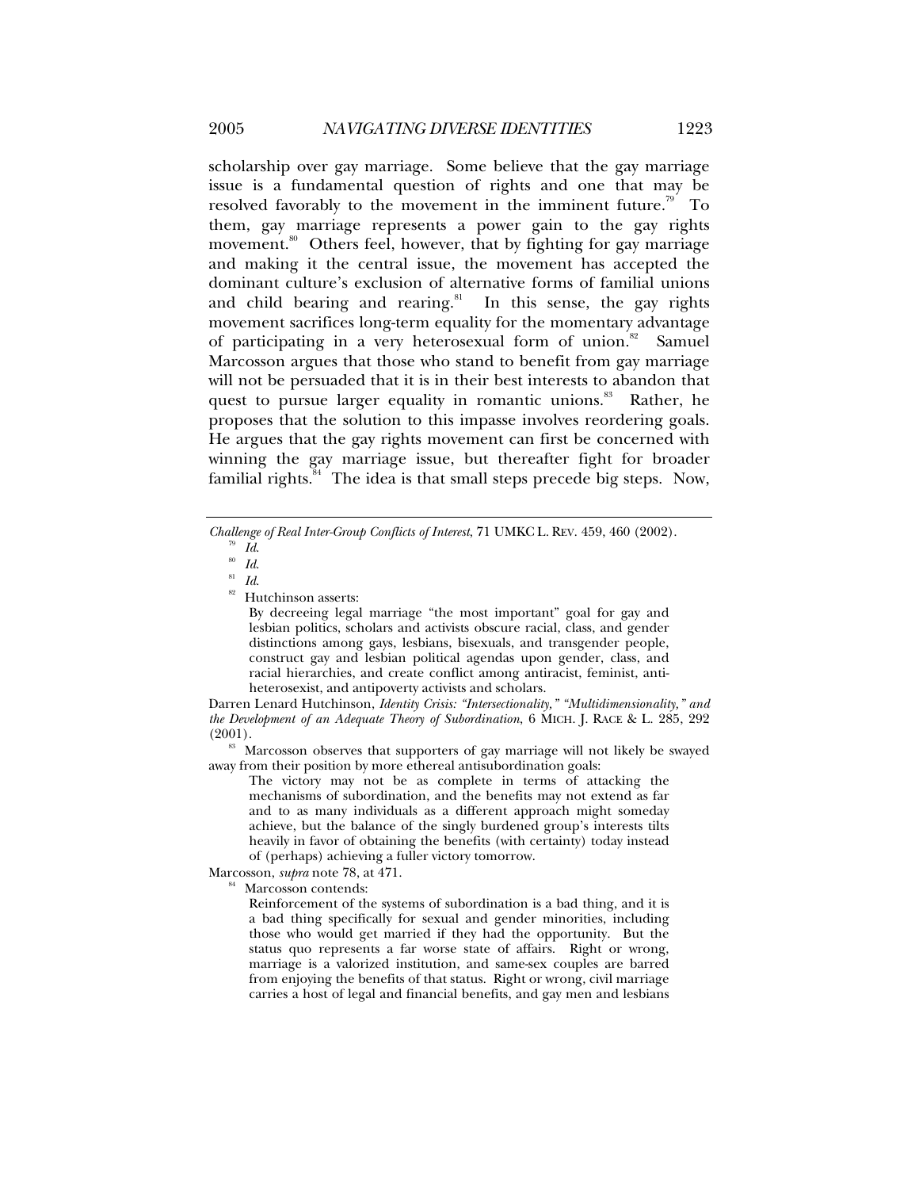scholarship over gay marriage. Some believe that the gay marriage issue is a fundamental question of rights and one that may be resolved favorably to the movement in the imminent future.[79] To them, gay marriage represents a power gain to the gay rights movement.[80] Others feel, however, that by fighting for gay marriage and making it the central issue, the movement has accepted the dominant culture's exclusion of alternative forms of familial unions and child bearing and rearing.[81] In this sense, the gay rights movement sacrifices long-term equality for the momentary advantage of participating in a very heterosexual form of union.[82] Samuel Marcosson argues that those who stand to benefit from gay marriage will not be persuaded that it is in their best interests to abandon that quest to pursue larger equality in romantic unions.[83] Rather, he proposes that the solution to this impasse involves reordering goals. He argues that the gay rights movement can first be concerned with winning the gay marriage issue, but thereafter fight for broader familial rights.[84] The idea is that small steps precede big steps. Now,

---

*Challenge of Real Inter-Group Conflicts of Interest*, 71 UMKC L. REV. 459, 460 (2002).

[79] *Id.*

[80] *Id.*

[81] *Id.*

[82] Hutchinson asserts:

> By decreeing legal marriage "the most important" goal for gay and lesbian politics, scholars and activists obscure racial, class, and gender distinctions among gays, lesbians, bisexuals, and transgender people, construct gay and lesbian political agendas upon gender, class, and racial hierarchies, and create conflict among antiracist, feminist, anti-heterosexist, and antipoverty activists and scholars.

Darren Lenard Hutchinson, *Identity Crisis: "Intersectionality," "Multidimensionality," and the Development of an Adequate Theory of Subordination*, 6 MICH. J. RACE & L. 285, 292 (2001).

[83] Marcosson observes that supporters of gay marriage will not likely be swayed away from their position by more ethereal antisubordination goals:

> The victory may not be as complete in terms of attacking the mechanisms of subordination, and the benefits may not extend as far and to as many individuals as a different approach might someday achieve, but the balance of the singly burdened group's interests tilts heavily in favor of obtaining the benefits (with certainty) today instead of (perhaps) achieving a fuller victory tomorrow.

Marcosson, *supra* note 78, at 471.

[84] Marcosson contends:

> Reinforcement of the systems of subordination is a bad thing, and it is a bad thing specifically for sexual and gender minorities, including those who would get married if they had the opportunity. But the status quo represents a far worse state of affairs. Right or wrong, marriage is a valorized institution, and same-sex couples are barred from enjoying the benefits of that status. Right or wrong, civil marriage carries a host of legal and financial benefits, and gay men and lesbians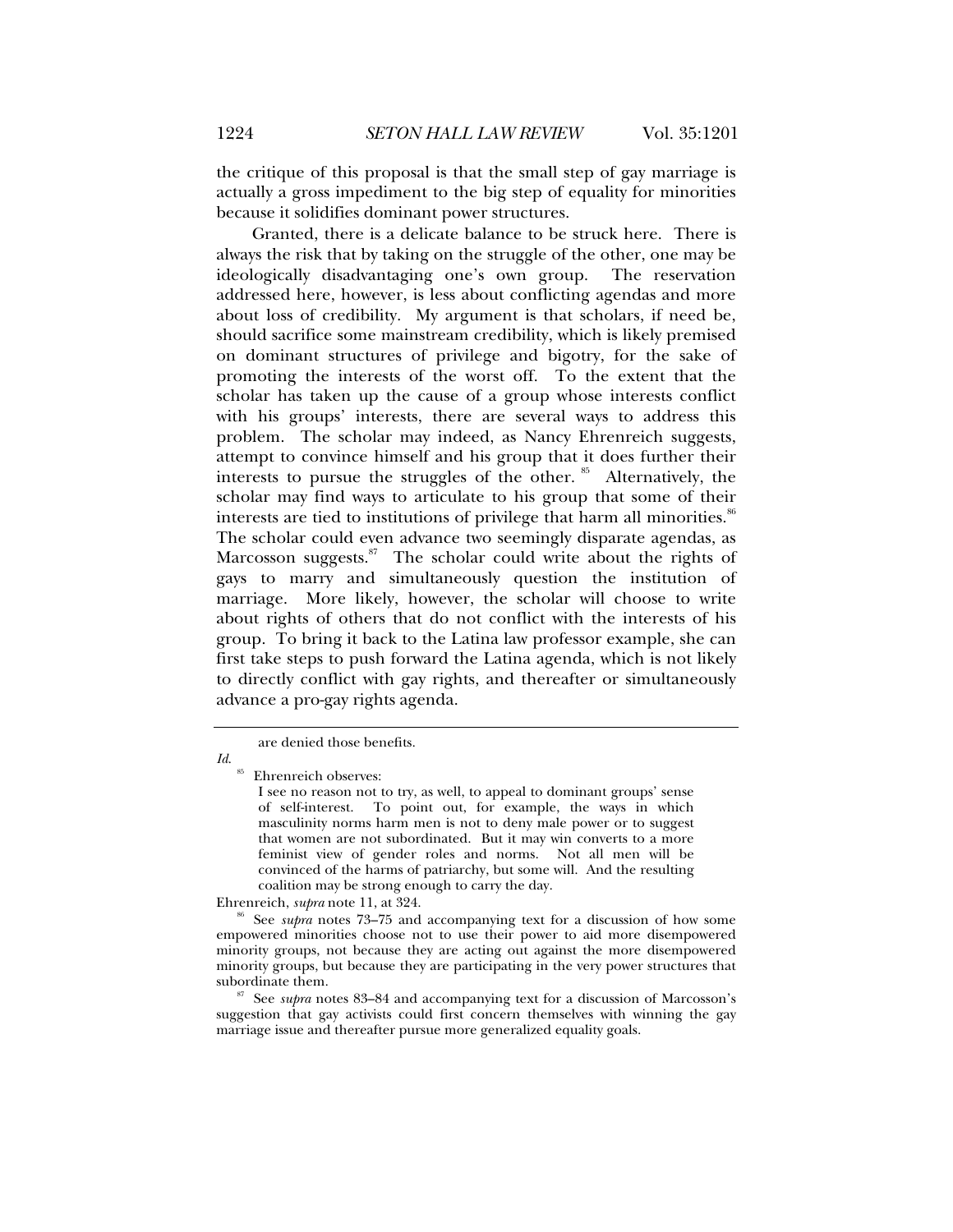the critique of this proposal is that the small step of gay marriage is actually a gross impediment to the big step of equality for minorities because it solidifies dominant power structures.

Granted, there is a delicate balance to be struck here. There is always the risk that by taking on the struggle of the other, one may be ideologically disadvantaging one's own group. The reservation addressed here, however, is less about conflicting agendas and more about loss of credibility. My argument is that scholars, if need be, should sacrifice some mainstream credibility, which is likely premised on dominant structures of privilege and bigotry, for the sake of promoting the interests of the worst off. To the extent that the scholar has taken up the cause of a group whose interests conflict with his groups' interests, there are several ways to address this problem. The scholar may indeed, as Nancy Ehrenreich suggests, attempt to convince himself and his group that it does further their interests to pursue the struggles of the other.[85] Alternatively, the scholar may find ways to articulate to his group that some of their interests are tied to institutions of privilege that harm all minorities.[86] The scholar could even advance two seemingly disparate agendas, as Marcosson suggests.[87] The scholar could write about the rights of gays to marry and simultaneously question the institution of marriage. More likely, however, the scholar will choose to write about rights of others that do not conflict with the interests of his group. To bring it back to the Latina law professor example, she can first take steps to push forward the Latina agenda, which is not likely to directly conflict with gay rights, and thereafter or simultaneously advance a pro-gay rights agenda.

---

are denied those benefits.

*Id.*

[85] Ehrenreich observes:

> I see no reason not to try, as well, to appeal to dominant groups' sense of self-interest. To point out, for example, the ways in which masculinity norms harm men is not to deny male power or to suggest that women are not subordinated. But it may win converts to a more feminist view of gender roles and norms. Not all men will be convinced of the harms of patriarchy, but some will. And the resulting coalition may be strong enough to carry the day.

Ehrenreich, *supra* note 11, at 324.

[86] See *supra* notes 73–75 and accompanying text for a discussion of how some empowered minorities choose not to use their power to aid more disempowered minority groups, not because they are acting out against the more disempowered minority groups, but because they are participating in the very power structures that subordinate them.

[87] See *supra* notes 83–84 and accompanying text for a discussion of Marcosson's suggestion that gay activists could first concern themselves with winning the gay marriage issue and thereafter pursue more generalized equality goals.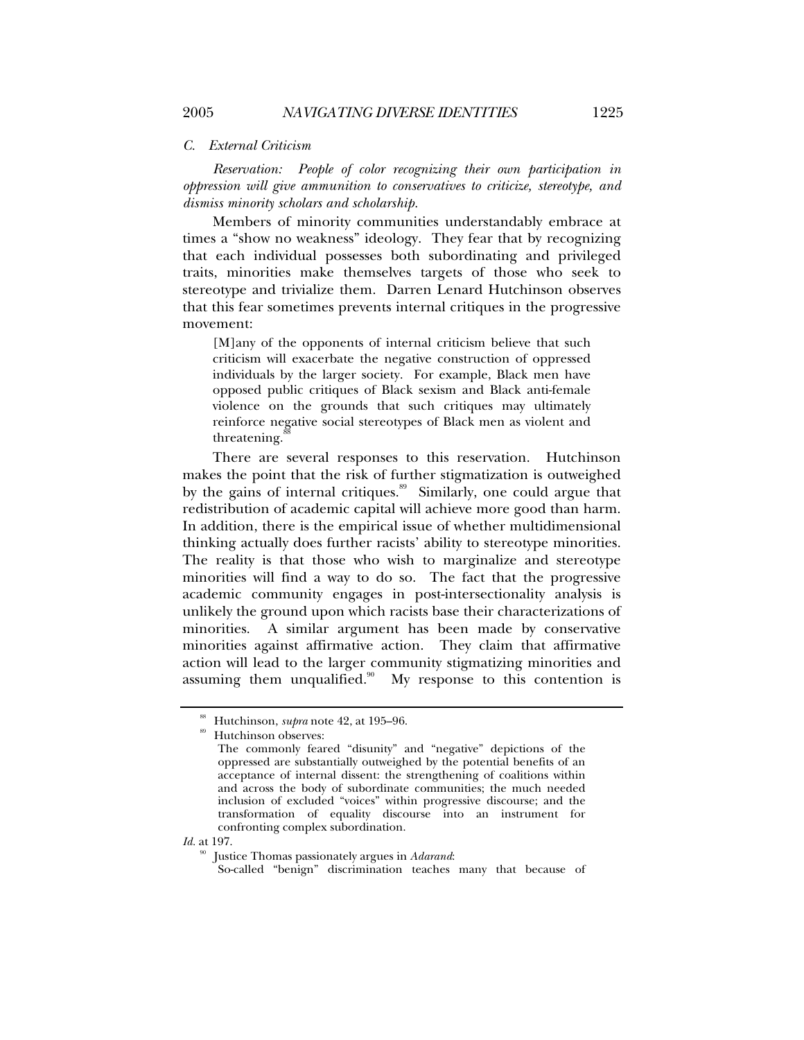### *C. External Criticism*

*Reservation: People of color recognizing their own participation in oppression will give ammunition to conservatives to criticize, stereotype, and dismiss minority scholars and scholarship.*

Members of minority communities understandably embrace at times a "show no weakness" ideology. They fear that by recognizing that each individual possesses both subordinating and privileged traits, minorities make themselves targets of those who seek to stereotype and trivialize them. Darren Lenard Hutchinson observes that this fear sometimes prevents internal critiques in the progressive movement:

> [M]any of the opponents of internal criticism believe that such criticism will exacerbate the negative construction of oppressed individuals by the larger society. For example, Black men have opposed public critiques of Black sexism and Black anti-female violence on the grounds that such critiques may ultimately reinforce negative social stereotypes of Black men as violent and threatening.[88]

There are several responses to this reservation. Hutchinson makes the point that the risk of further stigmatization is outweighed by the gains of internal critiques.[89] Similarly, one could argue that redistribution of academic capital will achieve more good than harm. In addition, there is the empirical issue of whether multidimensional thinking actually does further racists' ability to stereotype minorities. The reality is that those who wish to marginalize and stereotype minorities will find a way to do so. The fact that the progressive academic community engages in post-intersectionality analysis is unlikely the ground upon which racists base their characterizations of minorities. A similar argument has been made by conservative minorities against affirmative action. They claim that affirmative action will lead to the larger community stigmatizing minorities and assuming them unqualified.[90] My response to this contention is

---

[88] Hutchinson, *supra* note 42, at 195–96.

[89] Hutchinson observes:

> The commonly feared "disunity" and "negative" depictions of the oppressed are substantially outweighed by the potential benefits of an acceptance of internal dissent: the strengthening of coalitions within and across the body of subordinate communities; the much needed inclusion of excluded "voices" within progressive discourse; and the transformation of equality discourse into an instrument for confronting complex subordination.

*Id.* at 197.

[90] Justice Thomas passionately argues in *Adarand*:

> So-called "benign" discrimination teaches many that because of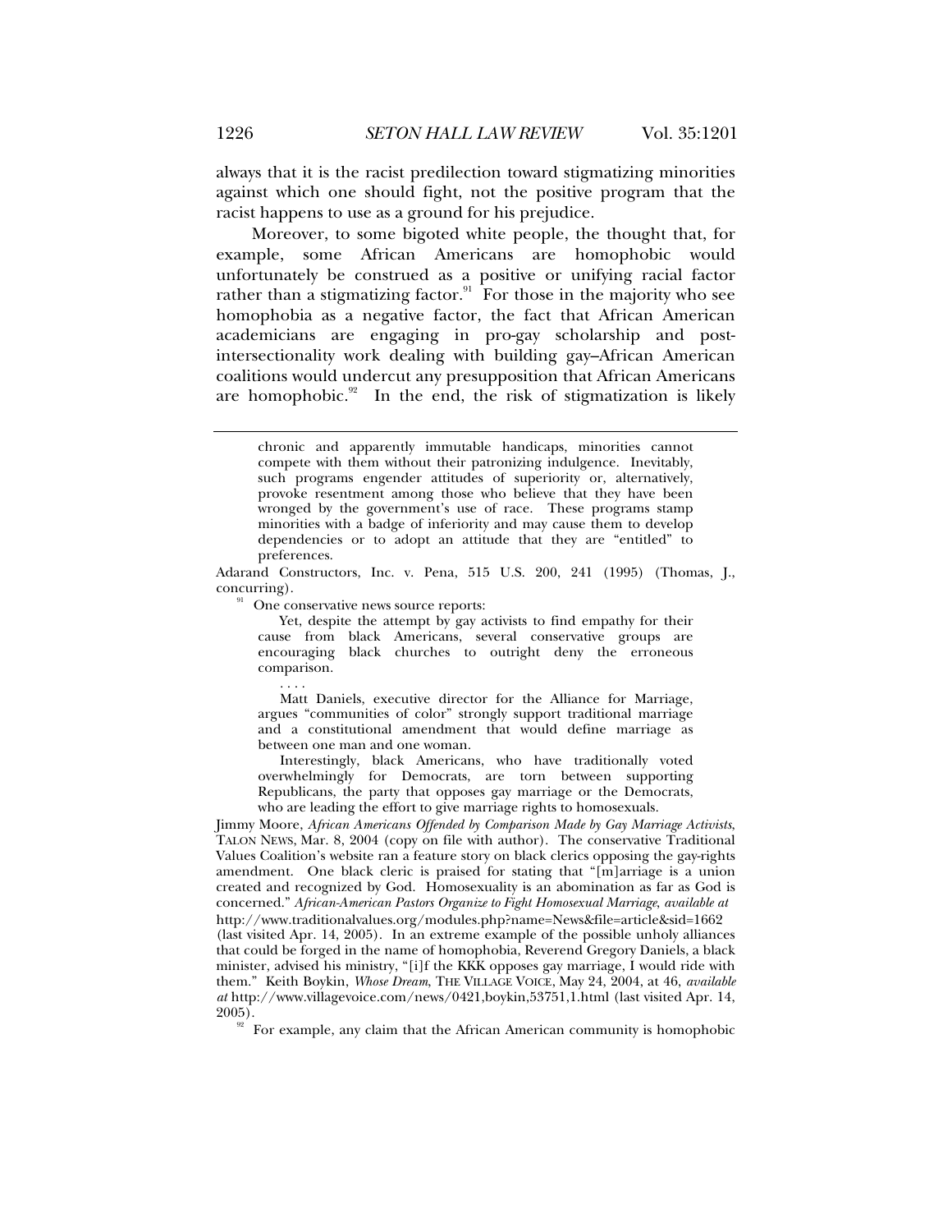always that it is the racist predilection toward stigmatizing minorities against which one should fight, not the positive program that the racist happens to use as a ground for his prejudice.

Moreover, to some bigoted white people, the thought that, for example, some African Americans are homophobic would unfortunately be construed as a positive or unifying racial factor rather than a stigmatizing factor.[91] For those in the majority who see homophobia as a negative factor, the fact that African American academicians are engaging in pro-gay scholarship and post-intersectionality work dealing with building gay–African American coalitions would undercut any presupposition that African Americans are homophobic.[92] In the end, the risk of stigmatization is likely

> chronic and apparently immutable handicaps, minorities cannot compete with them without their patronizing indulgence. Inevitably, such programs engender attitudes of superiority or, alternatively, provoke resentment among those who believe that they have been wronged by the government's use of race. These programs stamp minorities with a badge of inferiority and may cause them to develop dependencies or to adopt an attitude that they are "entitled" to preferences.

Adarand Constructors, Inc. v. Pena, 515 U.S. 200, 241 (1995) (Thomas, J., concurring).

[91] One conservative news source reports:

> Yet, despite the attempt by gay activists to find empathy for their cause from black Americans, several conservative groups are encouraging black churches to outright deny the erroneous comparison.
>
> . . . .
>
> Matt Daniels, executive director for the Alliance for Marriage, argues "communities of color" strongly support traditional marriage and a constitutional amendment that would define marriage as between one man and one woman.
>
> Interestingly, black Americans, who have traditionally voted overwhelmingly for Democrats, are torn between supporting Republicans, the party that opposes gay marriage or the Democrats, who are leading the effort to give marriage rights to homosexuals.

Jimmy Moore, *African Americans Offended by Comparison Made by Gay Marriage Activists*, TALON NEWS, Mar. 8, 2004 (copy on file with author). The conservative Traditional Values Coalition's website ran a feature story on black clerics opposing the gay-rights amendment. One black cleric is praised for stating that "[m]arriage is a union created and recognized by God. Homosexuality is an abomination as far as God is concerned." *African-American Pastors Organize to Fight Homosexual Marriage*, *available at* http://www.traditionalvalues.org/modules.php?name=News&file=article&sid=1662 (last visited Apr. 14, 2005). In an extreme example of the possible unholy alliances that could be forged in the name of homophobia, Reverend Gregory Daniels, a black minister, advised his ministry, "[i]f the KKK opposes gay marriage, I would ride with them." Keith Boykin, *Whose Dream*, THE VILLAGE VOICE, May 24, 2004, at 46, *available at* http://www.villagevoice.com/news/0421,boykin,53751,1.html (last visited Apr. 14, 2005).

[92] For example, any claim that the African American community is homophobic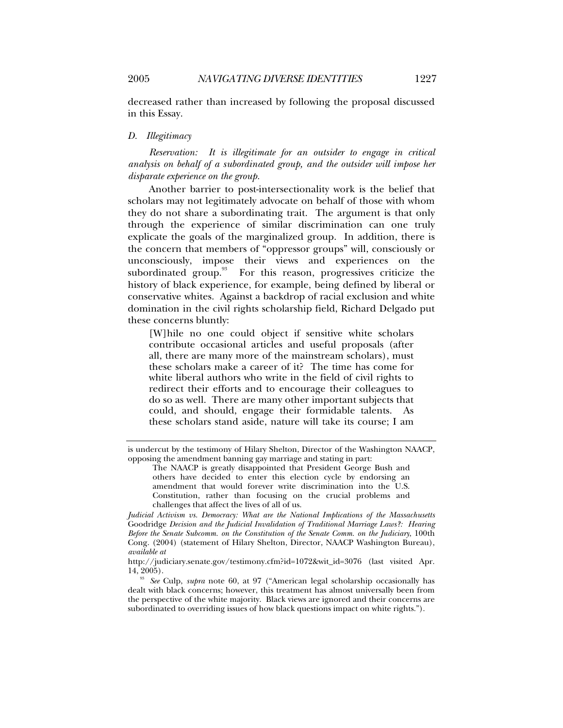decreased rather than increased by following the proposal discussed in this Essay.

### *D. Illegitimacy*

*Reservation: It is illegitimate for an outsider to engage in critical analysis on behalf of a subordinated group, and the outsider will impose her disparate experience on the group.*

Another barrier to post-intersectionality work is the belief that scholars may not legitimately advocate on behalf of those with whom they do not share a subordinating trait. The argument is that only through the experience of similar discrimination can one truly explicate the goals of the marginalized group. In addition, there is the concern that members of "oppressor groups" will, consciously or unconsciously, impose their views and experiences on the subordinated group.[93] For this reason, progressives criticize the history of black experience, for example, being defined by liberal or conservative whites. Against a backdrop of racial exclusion and white domination in the civil rights scholarship field, Richard Delgado put these concerns bluntly:

> [W]hile no one could object if sensitive white scholars contribute occasional articles and useful proposals (after all, there are many more of the mainstream scholars), must these scholars make a career of it? The time has come for white liberal authors who write in the field of civil rights to redirect their efforts and to encourage their colleagues to do so as well. There are many other important subjects that could, and should, engage their formidable talents. As these scholars stand aside, nature will take its course; I am

---

is undercut by the testimony of Hilary Shelton, Director of the Washington NAACP, opposing the amendment banning gay marriage and stating in part:

> The NAACP is greatly disappointed that President George Bush and others have decided to enter this election cycle by endorsing an amendment that would forever write discrimination into the U.S. Constitution, rather than focusing on the crucial problems and challenges that affect the lives of all of us.

*Judicial Activism vs. Democracy: What are the National Implications of the Massachusetts* Goodridge *Decision and the Judicial Invalidation of Traditional Marriage Laws?: Hearing Before the Senate Subcomm. on the Constitution of the Senate Comm. on the Judiciary*, 100th Cong. (2004) (statement of Hilary Shelton, Director, NAACP Washington Bureau), *available at* http://judiciary.senate.gov/testimony.cfm?id=1072&wit_id=3076 (last visited Apr. 14, 2005).

[93] *See* Culp, *supra* note 60, at 97 ("American legal scholarship occasionally has dealt with black concerns; however, this treatment has almost universally been from the perspective of the white majority. Black views are ignored and their concerns are subordinated to overriding issues of how black questions impact on white rights.").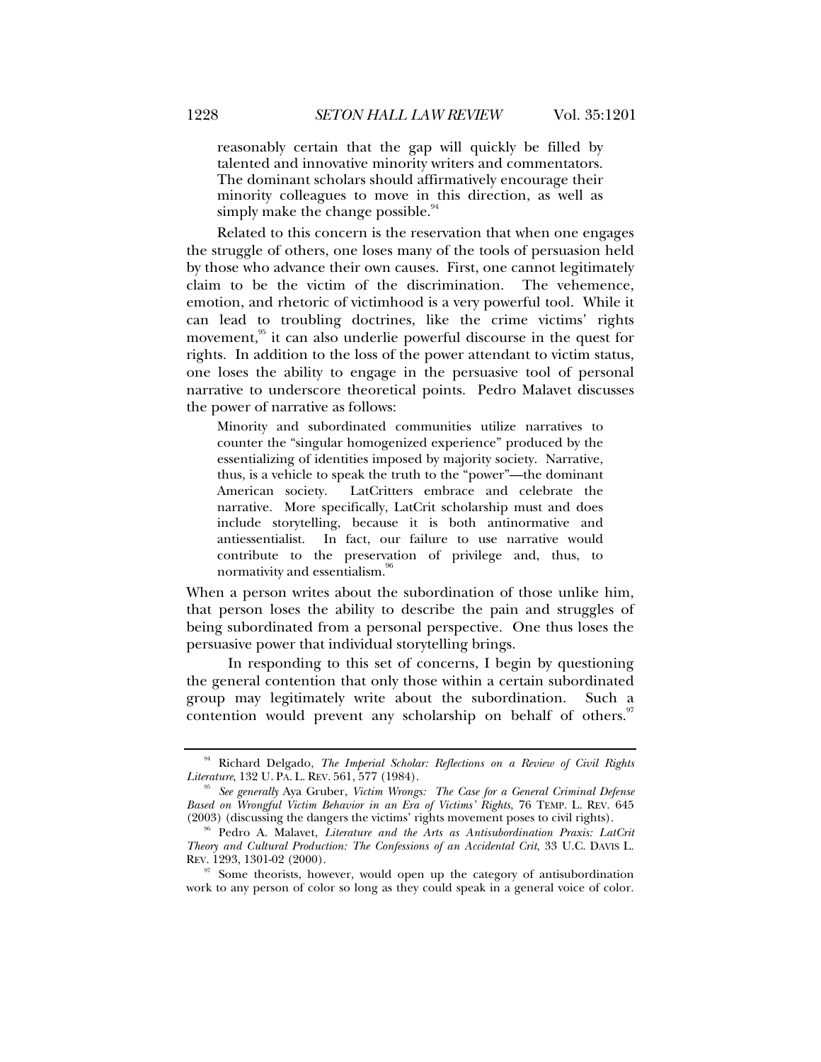> reasonably certain that the gap will quickly be filled by talented and innovative minority writers and commentators. The dominant scholars should affirmatively encourage their minority colleagues to move in this direction, as well as simply make the change possible.[94]

Related to this concern is the reservation that when one engages the struggle of others, one loses many of the tools of persuasion held by those who advance their own causes. First, one cannot legitimately claim to be the victim of the discrimination. The vehemence, emotion, and rhetoric of victimhood is a very powerful tool. While it can lead to troubling doctrines, like the crime victims' rights movement,[95] it can also underlie powerful discourse in the quest for rights. In addition to the loss of the power attendant to victim status, one loses the ability to engage in the persuasive tool of personal narrative to underscore theoretical points. Pedro Malavet discusses the power of narrative as follows:

> Minority and subordinated communities utilize narratives to counter the "singular homogenized experience" produced by the essentializing of identities imposed by majority society. Narrative, thus, is a vehicle to speak the truth to the "power"—the dominant American society. LatCritters embrace and celebrate the narrative. More specifically, LatCrit scholarship must and does include storytelling, because it is both antinormative and antiessentialist. In fact, our failure to use narrative would contribute to the preservation of privilege and, thus, to normativity and essentialism.[96]

When a person writes about the subordination of those unlike him, that person loses the ability to describe the pain and struggles of being subordinated from a personal perspective. One thus loses the persuasive power that individual storytelling brings.

In responding to this set of concerns, I begin by questioning the general contention that only those within a certain subordinated group may legitimately write about the subordination. Such a contention would prevent any scholarship on behalf of others.[97]

---

[94] Richard Delgado, *The Imperial Scholar: Reflections on a Review of Civil Rights Literature*, 132 U. PA. L. REV. 561, 577 (1984).

[95] *See generally* Aya Gruber, *Victim Wrongs: The Case for a General Criminal Defense Based on Wrongful Victim Behavior in an Era of Victims' Rights*, 76 TEMP. L. REV. 645 (2003) (discussing the dangers the victims' rights movement poses to civil rights).

[96] Pedro A. Malavet, *Literature and the Arts as Antisubordination Praxis: LatCrit Theory and Cultural Production: The Confessions of an Accidental Crit*, 33 U.C. DAVIS L. REV. 1293, 1301-02 (2000).

[97] Some theorists, however, would open up the category of antisubordination work to any person of color so long as they could speak in a general voice of color.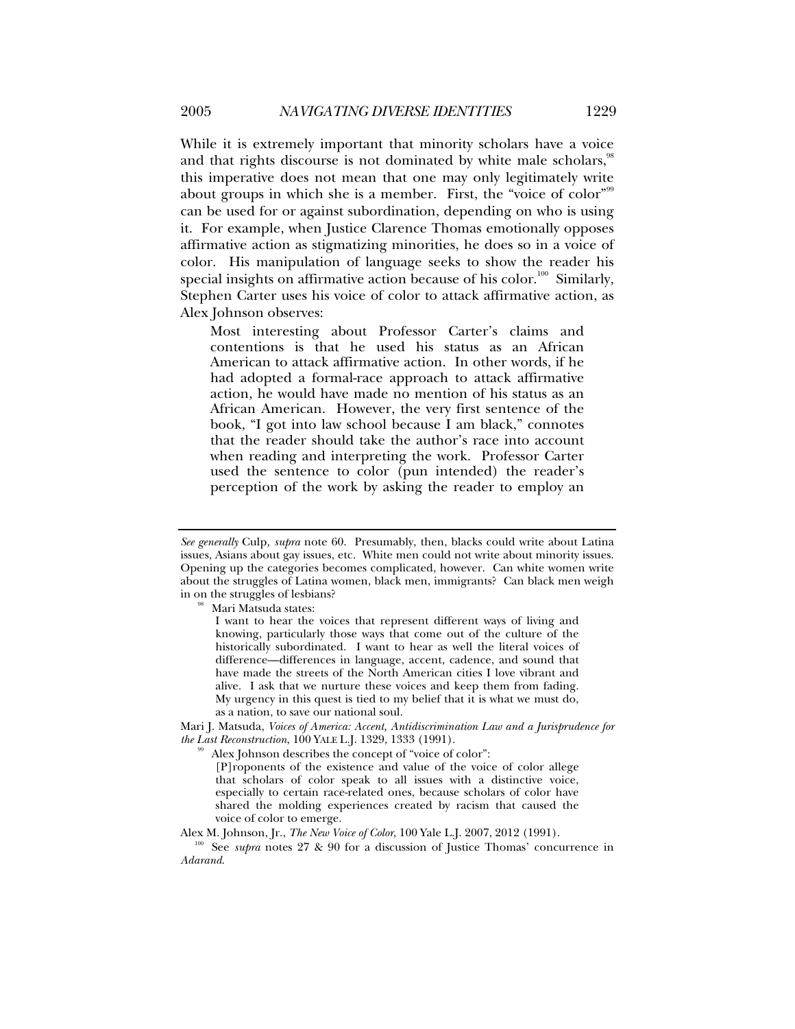While it is extremely important that minority scholars have a voice and that rights discourse is not dominated by white male scholars,[98] this imperative does not mean that one may only legitimately write about groups in which she is a member. First, the "voice of color"[99] can be used for or against subordination, depending on who is using it. For example, when Justice Clarence Thomas emotionally opposes affirmative action as stigmatizing minorities, he does so in a voice of color. His manipulation of language seeks to show the reader his special insights on affirmative action because of his color.[100] Similarly, Stephen Carter uses his voice of color to attack affirmative action, as Alex Johnson observes:

> Most interesting about Professor Carter's claims and contentions is that he used his status as an African American to attack affirmative action. In other words, if he had adopted a formal-race approach to attack affirmative action, he would have made no mention of his status as an African American. However, the very first sentence of the book, "I got into law school because I am black," connotes that the reader should take the author's race into account when reading and interpreting the work. Professor Carter used the sentence to color (pun intended) the reader's perception of the work by asking the reader to employ an

---

*See generally* Culp, *supra* note 60. Presumably, then, blacks could write about Latina issues, Asians about gay issues, etc. White men could not write about minority issues. Opening up the categories becomes complicated, however. Can white women write about the struggles of Latina women, black men, immigrants? Can black men weigh in on the struggles of lesbians?

[98] Mari Matsuda states:

> I want to hear the voices that represent different ways of living and knowing, particularly those ways that come out of the culture of the historically subordinated. I want to hear as well the literal voices of difference—differences in language, accent, cadence, and sound that have made the streets of the North American cities I love vibrant and alive. I ask that we nurture these voices and keep them from fading. My urgency in this quest is tied to my belief that it is what we must do, as a nation, to save our national soul.

Mari J. Matsuda, *Voices of America: Accent, Antidiscrimination Law and a Jurisprudence for the Last Reconstruction*, 100 YALE L.J. 1329, 1333 (1991).

[99] Alex Johnson describes the concept of "voice of color":

> [P]roponents of the existence and value of the voice of color allege that scholars of color speak to all issues with a distinctive voice, especially to certain race-related ones, because scholars of color have shared the molding experiences created by racism that caused the voice of color to emerge.

Alex M. Johnson, Jr., *The New Voice of Color*, 100 Yale L.J. 2007, 2012 (1991).

[100] See *supra* notes 27 & 90 for a discussion of Justice Thomas' concurrence in *Adarand*.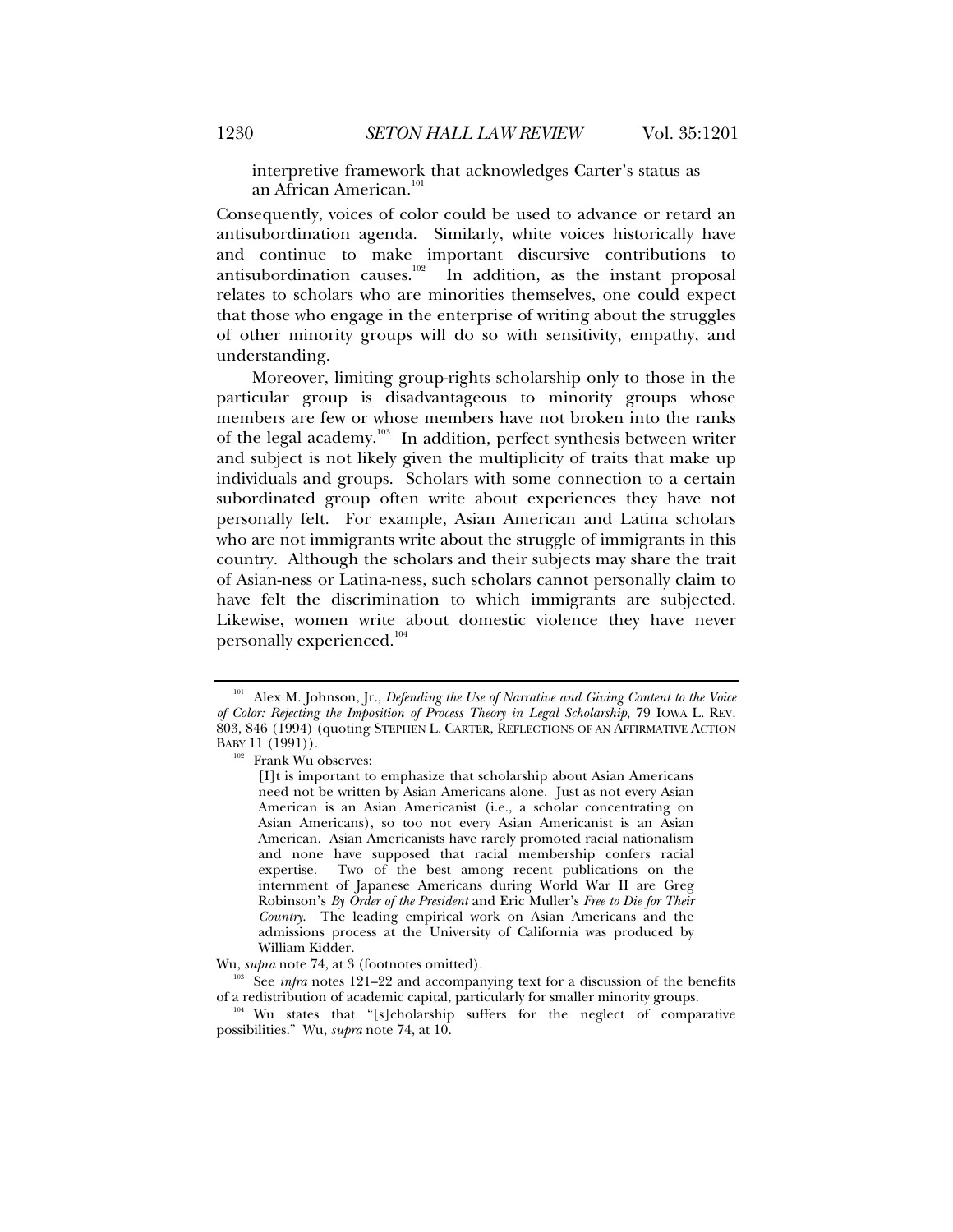> interpretive framework that acknowledges Carter's status as an African American.[101]

Consequently, voices of color could be used to advance or retard an antisubordination agenda. Similarly, white voices historically have and continue to make important discursive contributions to antisubordination causes.[102] In addition, as the instant proposal relates to scholars who are minorities themselves, one could expect that those who engage in the enterprise of writing about the struggles of other minority groups will do so with sensitivity, empathy, and understanding.

Moreover, limiting group-rights scholarship only to those in the particular group is disadvantageous to minority groups whose members are few or whose members have not broken into the ranks of the legal academy.[103] In addition, perfect synthesis between writer and subject is not likely given the multiplicity of traits that make up individuals and groups. Scholars with some connection to a certain subordinated group often write about experiences they have not personally felt. For example, Asian American and Latina scholars who are not immigrants write about the struggle of immigrants in this country. Although the scholars and their subjects may share the trait of Asian-ness or Latina-ness, such scholars cannot personally claim to have felt the discrimination to which immigrants are subjected. Likewise, women write about domestic violence they have never personally experienced.[104]

---

[101] Alex M. Johnson, Jr., *Defending the Use of Narrative and Giving Content to the Voice of Color: Rejecting the Imposition of Process Theory in Legal Scholarship*, 79 IOWA L. REV. 803, 846 (1994) (quoting STEPHEN L. CARTER, REFLECTIONS OF AN AFFIRMATIVE ACTION BABY 11 (1991)).

[102] Frank Wu observes:

> [I]t is important to emphasize that scholarship about Asian Americans need not be written by Asian Americans alone. Just as not every Asian American is an Asian Americanist (i.e., a scholar concentrating on Asian Americans), so too not every Asian Americanist is an Asian American. Asian Americanists have rarely promoted racial nationalism and none have supposed that racial membership confers racial expertise. Two of the best among recent publications on the internment of Japanese Americans during World War II are Greg Robinson's *By Order of the President* and Eric Muller's *Free to Die for Their Country*. The leading empirical work on Asian Americans and the admissions process at the University of California was produced by William Kidder.

Wu, *supra* note 74, at 3 (footnotes omitted).

[103] See *infra* notes 121–22 and accompanying text for a discussion of the benefits of a redistribution of academic capital, particularly for smaller minority groups.

[104] Wu states that "[s]cholarship suffers for the neglect of comparative possibilities." Wu, *supra* note 74, at 10.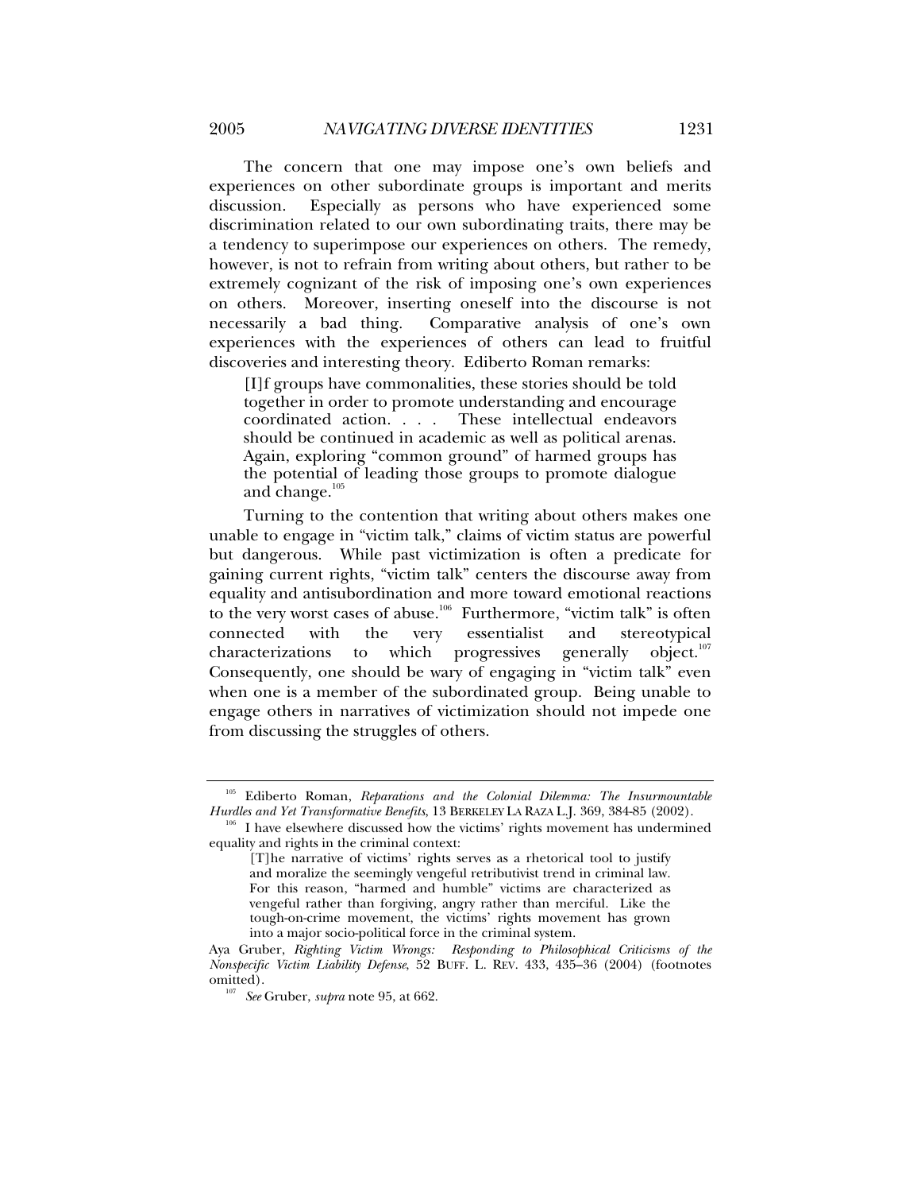The concern that one may impose one's own beliefs and experiences on other subordinate groups is important and merits discussion. Especially as persons who have experienced some discrimination related to our own subordinating traits, there may be a tendency to superimpose our experiences on others. The remedy, however, is not to refrain from writing about others, but rather to be extremely cognizant of the risk of imposing one's own experiences on others. Moreover, inserting oneself into the discourse is not necessarily a bad thing. Comparative analysis of one's own experiences with the experiences of others can lead to fruitful discoveries and interesting theory. Ediberto Roman remarks:

> [I]f groups have commonalities, these stories should be told together in order to promote understanding and encourage coordinated action. . . . These intellectual endeavors should be continued in academic as well as political arenas. Again, exploring "common ground" of harmed groups has the potential of leading those groups to promote dialogue and change.[105]

Turning to the contention that writing about others makes one unable to engage in "victim talk," claims of victim status are powerful but dangerous. While past victimization is often a predicate for gaining current rights, "victim talk" centers the discourse away from equality and antisubordination and more toward emotional reactions to the very worst cases of abuse.[106] Furthermore, "victim talk" is often connected with the very essentialist and stereotypical characterizations to which progressives generally object.[107] Consequently, one should be wary of engaging in "victim talk" even when one is a member of the subordinated group. Being unable to engage others in narratives of victimization should not impede one from discussing the struggles of others.

---

[105] Ediberto Roman, *Reparations and the Colonial Dilemma: The Insurmountable Hurdles and Yet Transformative Benefits*, 13 BERKELEY LA RAZA L.J. 369, 384-85 (2002).

[106] I have elsewhere discussed how the victims' rights movement has undermined equality and rights in the criminal context:

> [T]he narrative of victims' rights serves as a rhetorical tool to justify and moralize the seemingly vengeful retributivist trend in criminal law. For this reason, "harmed and humble" victims are characterized as vengeful rather than forgiving, angry rather than merciful. Like the tough-on-crime movement, the victims' rights movement has grown into a major socio-political force in the criminal system.

Aya Gruber, *Righting Victim Wrongs: Responding to Philosophical Criticisms of the Nonspecific Victim Liability Defense*, 52 BUFF. L. REV. 433, 435–36 (2004) (footnotes omitted).

[107] *See* Gruber, *supra* note 95, at 662.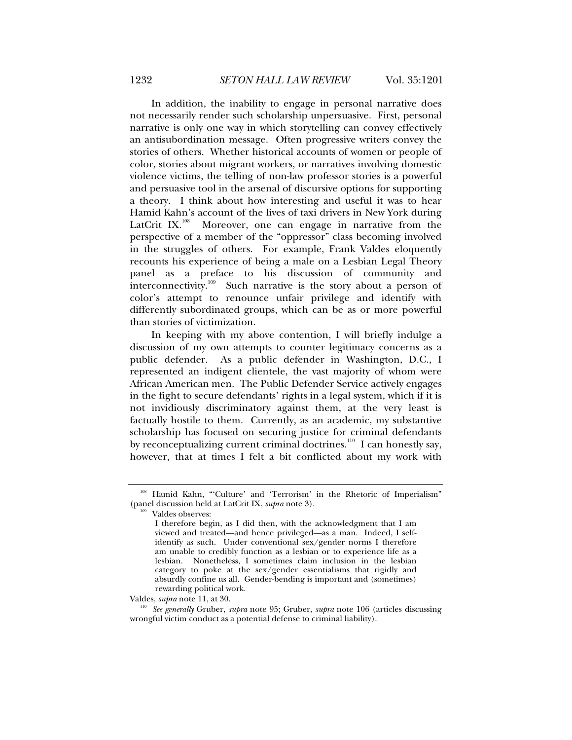In addition, the inability to engage in personal narrative does not necessarily render such scholarship unpersuasive. First, personal narrative is only one way in which storytelling can convey effectively an antisubordination message. Often progressive writers convey the stories of others. Whether historical accounts of women or people of color, stories about migrant workers, or narratives involving domestic violence victims, the telling of non-law professor stories is a powerful and persuasive tool in the arsenal of discursive options for supporting a theory. I think about how interesting and useful it was to hear Hamid Kahn's account of the lives of taxi drivers in New York during LatCrit IX.[108] Moreover, one can engage in narrative from the perspective of a member of the "oppressor" class becoming involved in the struggles of others. For example, Frank Valdes eloquently recounts his experience of being a male on a Lesbian Legal Theory panel as a preface to his discussion of community and interconnectivity.[109] Such narrative is the story about a person of color's attempt to renounce unfair privilege and identify with differently subordinated groups, which can be as or more powerful than stories of victimization.

In keeping with my above contention, I will briefly indulge a discussion of my own attempts to counter legitimacy concerns as a public defender. As a public defender in Washington, D.C., I represented an indigent clientele, the vast majority of whom were African American men. The Public Defender Service actively engages in the fight to secure defendants' rights in a legal system, which if it is not invidiously discriminatory against them, at the very least is factually hostile to them. Currently, as an academic, my substantive scholarship has focused on securing justice for criminal defendants by reconceptualizing current criminal doctrines.[110] I can honestly say, however, that at times I felt a bit conflicted about my work with

---

[108] Hamid Kahn, "'Culture' and 'Terrorism' in the Rhetoric of Imperialism" (panel discussion held at LatCrit IX, *supra* note 3).

[109] Valdes observes:

> I therefore begin, as I did then, with the acknowledgment that I am viewed and treated—and hence privileged—as a man. Indeed, I self-identify as such. Under conventional sex/gender norms I therefore am unable to credibly function as a lesbian or to experience life as a lesbian. Nonetheless, I sometimes claim inclusion in the lesbian category to poke at the sex/gender essentialisms that rigidly and absurdly confine us all. Gender-bending is important and (sometimes) rewarding political work.

Valdes, *supra* note 11, at 30.

[110] *See generally* Gruber, *supra* note 95; Gruber, *supra* note 106 (articles discussing wrongful victim conduct as a potential defense to criminal liability).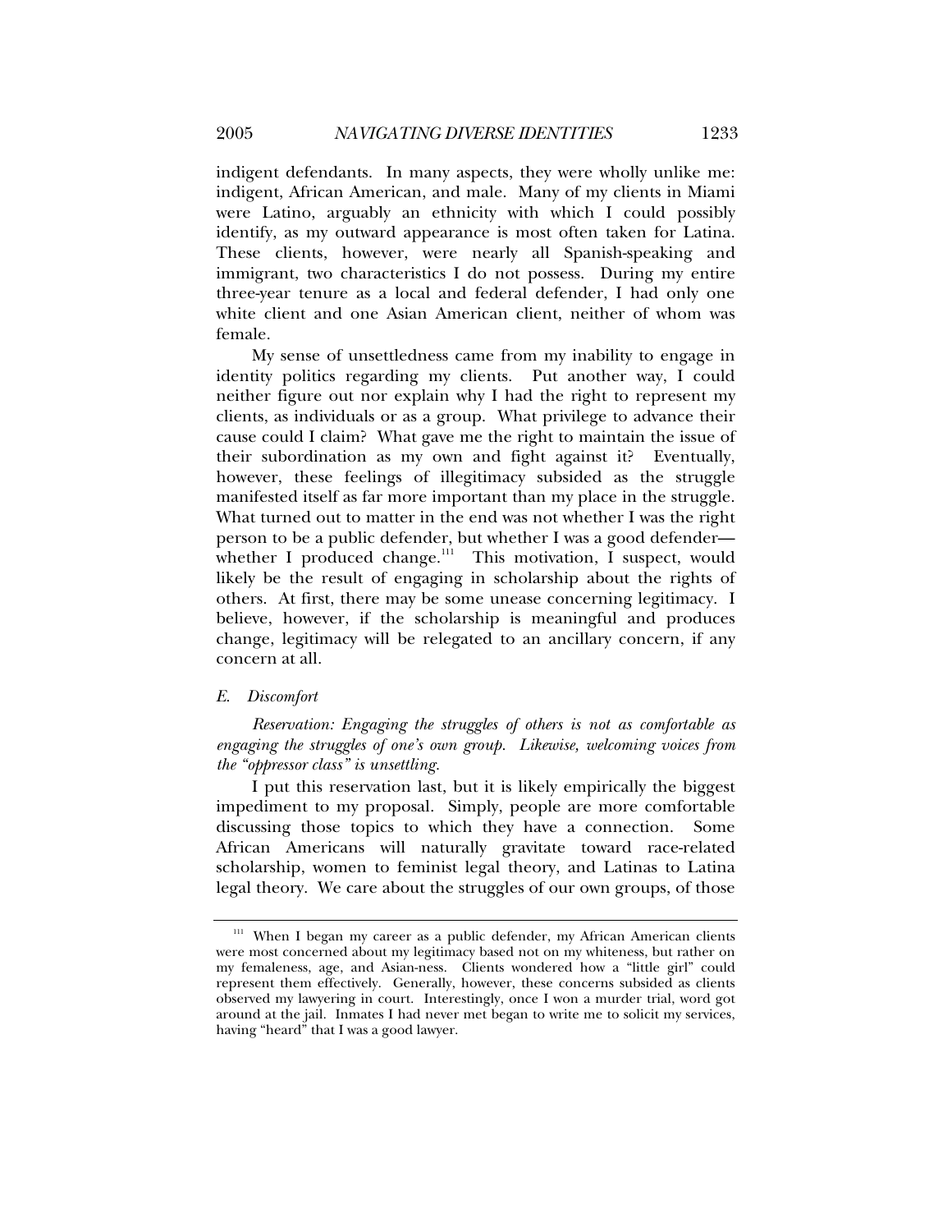indigent defendants. In many aspects, they were wholly unlike me: indigent, African American, and male. Many of my clients in Miami were Latino, arguably an ethnicity with which I could possibly identify, as my outward appearance is most often taken for Latina. These clients, however, were nearly all Spanish-speaking and immigrant, two characteristics I do not possess. During my entire three-year tenure as a local and federal defender, I had only one white client and one Asian American client, neither of whom was female.

My sense of unsettledness came from my inability to engage in identity politics regarding my clients. Put another way, I could neither figure out nor explain why I had the right to represent my clients, as individuals or as a group. What privilege to advance their cause could I claim? What gave me the right to maintain the issue of their subordination as my own and fight against it? Eventually, however, these feelings of illegitimacy subsided as the struggle manifested itself as far more important than my place in the struggle. What turned out to matter in the end was not whether I was the right person to be a public defender, but whether I was a good defender—whether I produced change.[111] This motivation, I suspect, would likely be the result of engaging in scholarship about the rights of others. At first, there may be some unease concerning legitimacy. I believe, however, if the scholarship is meaningful and produces change, legitimacy will be relegated to an ancillary concern, if any concern at all.

### E. *Discomfort*

*Reservation: Engaging the struggles of others is not as comfortable as engaging the struggles of one's own group. Likewise, welcoming voices from the "oppressor class" is unsettling.*

I put this reservation last, but it is likely empirically the biggest impediment to my proposal. Simply, people are more comfortable discussing those topics to which they have a connection. Some African Americans will naturally gravitate toward race-related scholarship, women to feminist legal theory, and Latinas to Latina legal theory. We care about the struggles of our own groups, of those

---

[111] When I began my career as a public defender, my African American clients were most concerned about my legitimacy based not on my whiteness, but rather on my femaleness, age, and Asian-ness. Clients wondered how a "little girl" could represent them effectively. Generally, however, these concerns subsided as clients observed my lawyering in court. Interestingly, once I won a murder trial, word got around at the jail. Inmates I had never met began to write me to solicit my services, having "heard" that I was a good lawyer.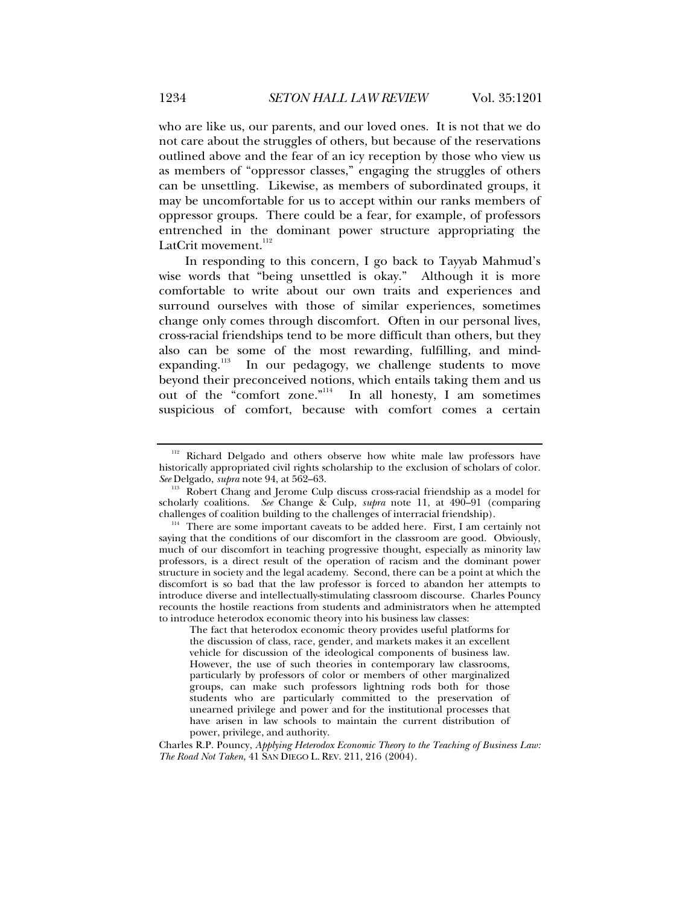who are like us, our parents, and our loved ones. It is not that we do not care about the struggles of others, but because of the reservations outlined above and the fear of an icy reception by those who view us as members of "oppressor classes," engaging the struggles of others can be unsettling. Likewise, as members of subordinated groups, it may be uncomfortable for us to accept within our ranks members of oppressor groups. There could be a fear, for example, of professors entrenched in the dominant power structure appropriating the LatCrit movement.[112]

In responding to this concern, I go back to Tayyab Mahmud's wise words that "being unsettled is okay." Although it is more comfortable to write about our own traits and experiences and surround ourselves with those of similar experiences, sometimes change only comes through discomfort. Often in our personal lives, cross-racial friendships tend to be more difficult than others, but they also can be some of the most rewarding, fulfilling, and mind-expanding.[113] In our pedagogy, we challenge students to move beyond their preconceived notions, which entails taking them and us out of the "comfort zone."[114] In all honesty, I am sometimes suspicious of comfort, because with comfort comes a certain

---

[112] Richard Delgado and others observe how white male law professors have historically appropriated civil rights scholarship to the exclusion of scholars of color. *See* Delgado, *supra* note 94, at 562–63.

[113] Robert Chang and Jerome Culp discuss cross-racial friendship as a model for scholarly coalitions. *See* Change & Culp, *supra* note 11, at 490–91 (comparing challenges of coalition building to the challenges of interracial friendship).

[114] There are some important caveats to be added here. First, I am certainly not saying that the conditions of our discomfort in the classroom are good. Obviously, much of our discomfort in teaching progressive thought, especially as minority law professors, is a direct result of the operation of racism and the dominant power structure in society and the legal academy. Second, there can be a point at which the discomfort is so bad that the law professor is forced to abandon her attempts to introduce diverse and intellectually-stimulating classroom discourse. Charles Pouncy recounts the hostile reactions from students and administrators when he attempted to introduce heterodox economic theory into his business law classes:

> The fact that heterodox economic theory provides useful platforms for the discussion of class, race, gender, and markets makes it an excellent vehicle for discussion of the ideological components of business law. However, the use of such theories in contemporary law classrooms, particularly by professors of color or members of other marginalized groups, can make such professors lightning rods both for those students who are particularly committed to the preservation of unearned privilege and power and for the institutional processes that have arisen in law schools to maintain the current distribution of power, privilege, and authority.

Charles R.P. Pouncy, *Applying Heterodox Economic Theory to the Teaching of Business Law: The Road Not Taken*, 41 SAN DIEGO L. REV. 211, 216 (2004).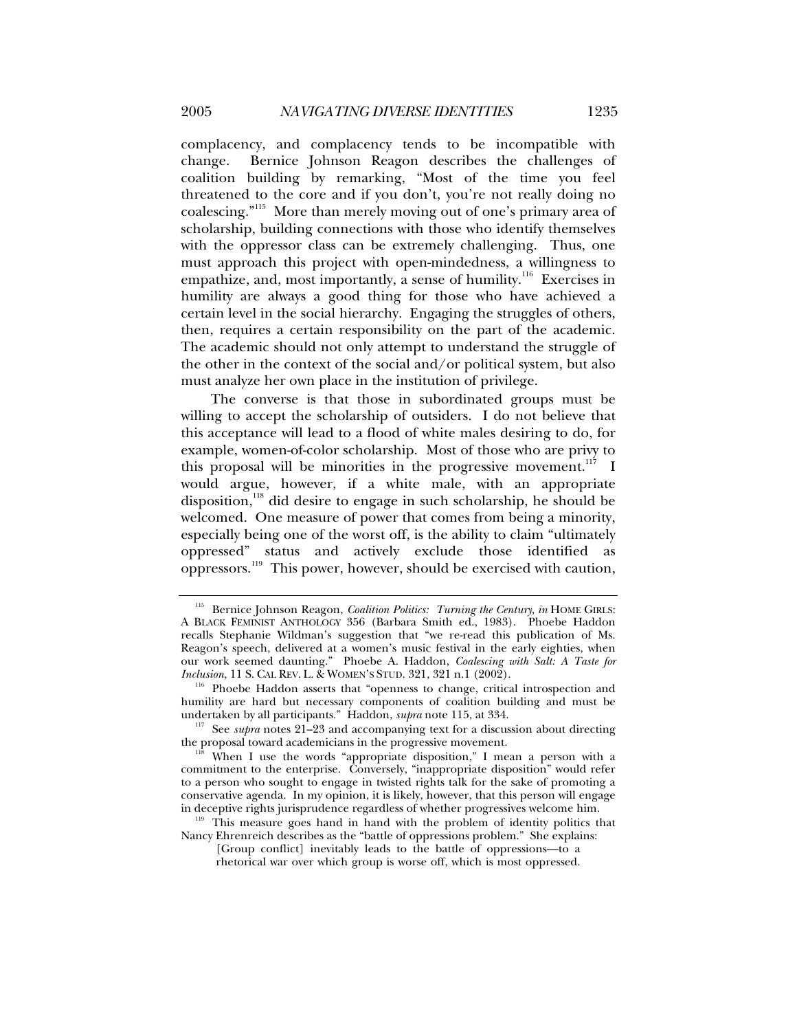complacency, and complacency tends to be incompatible with change. Bernice Johnson Reagon describes the challenges of coalition building by remarking, "Most of the time you feel threatened to the core and if you don't, you're not really doing no coalescing."[115] More than merely moving out of one's primary area of scholarship, building connections with those who identify themselves with the oppressor class can be extremely challenging. Thus, one must approach this project with open-mindedness, a willingness to empathize, and, most importantly, a sense of humility.[116] Exercises in humility are always a good thing for those who have achieved a certain level in the social hierarchy. Engaging the struggles of others, then, requires a certain responsibility on the part of the academic. The academic should not only attempt to understand the struggle of the other in the context of the social and/or political system, but also must analyze her own place in the institution of privilege.

The converse is that those in subordinated groups must be willing to accept the scholarship of outsiders. I do not believe that this acceptance will lead to a flood of white males desiring to do, for example, women-of-color scholarship. Most of those who are privy to this proposal will be minorities in the progressive movement.[117] I would argue, however, if a white male, with an appropriate disposition,[118] did desire to engage in such scholarship, he should be welcomed. One measure of power that comes from being a minority, especially being one of the worst off, is the ability to claim "ultimately oppressed" status and actively exclude those identified as oppressors.[119] This power, however, should be exercised with caution,

---

[115] Bernice Johnson Reagon, *Coalition Politics: Turning the Century*, *in* HOME GIRLS: A BLACK FEMINIST ANTHOLOGY 356 (Barbara Smith ed., 1983). Phoebe Haddon recalls Stephanie Wildman's suggestion that "we re-read this publication of Ms. Reagon's speech, delivered at a women's music festival in the early eighties, when our work seemed daunting." Phoebe A. Haddon, *Coalescing with Salt: A Taste for Inclusion*, 11 S. CAL REV. L. & WOMEN'S STUD. 321, 321 n.1 (2002).

[116] Phoebe Haddon asserts that "openness to change, critical introspection and humility are hard but necessary components of coalition building and must be undertaken by all participants." Haddon, *supra* note 115, at 334.

[117] See *supra* notes 21–23 and accompanying text for a discussion about directing the proposal toward academicians in the progressive movement.

[118] When I use the words "appropriate disposition," I mean a person with a commitment to the enterprise. Conversely, "inappropriate disposition" would refer to a person who sought to engage in twisted rights talk for the sake of promoting a conservative agenda. In my opinion, it is likely, however, that this person will engage in deceptive rights jurisprudence regardless of whether progressives welcome him.

[119] This measure goes hand in hand with the problem of identity politics that Nancy Ehrenreich describes as the "battle of oppressions problem." She explains:

> [Group conflict] inevitably leads to the battle of oppressions—to a rhetorical war over which group is worse off, which is most oppressed.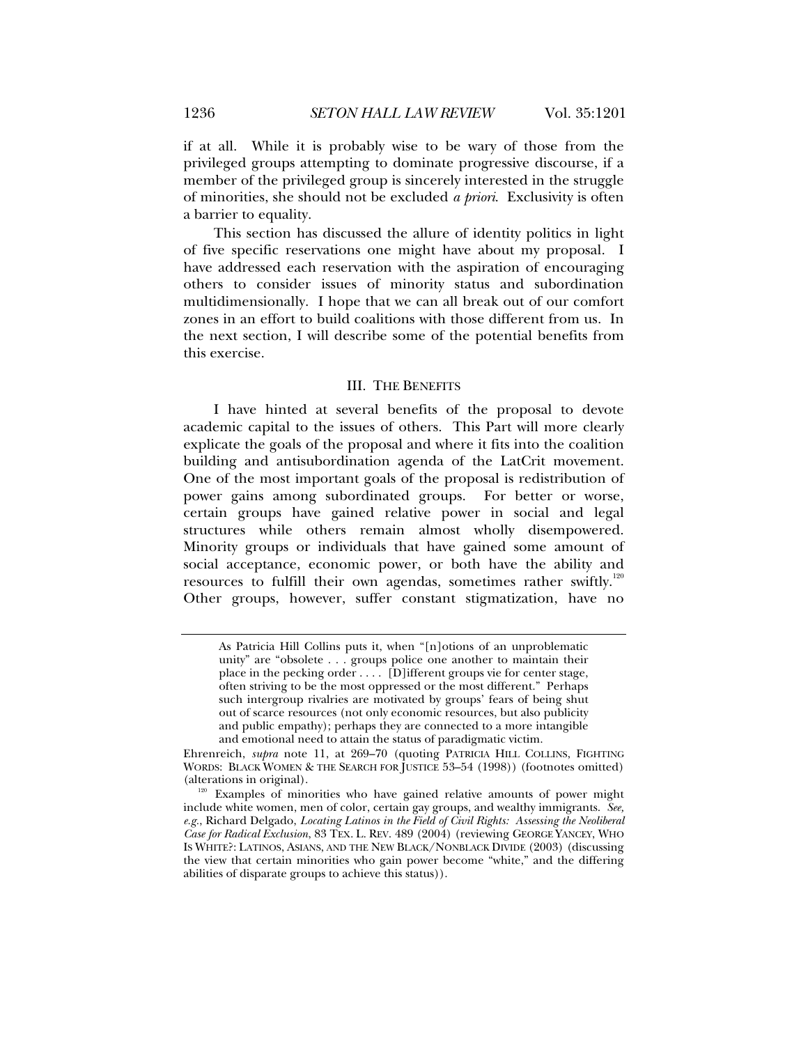if at all. While it is probably wise to be wary of those from the privileged groups attempting to dominate progressive discourse, if a member of the privileged group is sincerely interested in the struggle of minorities, she should not be excluded *a priori*. Exclusivity is often a barrier to equality.

This section has discussed the allure of identity politics in light of five specific reservations one might have about my proposal. I have addressed each reservation with the aspiration of encouraging others to consider issues of minority status and subordination multidimensionally. I hope that we can all break out of our comfort zones in an effort to build coalitions with those different from us. In the next section, I will describe some of the potential benefits from this exercise.

## III. THE BENEFITS

I have hinted at several benefits of the proposal to devote academic capital to the issues of others. This Part will more clearly explicate the goals of the proposal and where it fits into the coalition building and antisubordination agenda of the LatCrit movement. One of the most important goals of the proposal is redistribution of power gains among subordinated groups. For better or worse, certain groups have gained relative power in social and legal structures while others remain almost wholly disempowered. Minority groups or individuals that have gained some amount of social acceptance, economic power, or both have the ability and resources to fulfill their own agendas, sometimes rather swiftly.[120] Other groups, however, suffer constant stigmatization, have no

---

> As Patricia Hill Collins puts it, when "[n]otions of an unproblematic unity" are "obsolete . . . groups police one another to maintain their place in the pecking order . . . . [D]ifferent groups vie for center stage, often striving to be the most oppressed or the most different." Perhaps such intergroup rivalries are motivated by groups' fears of being shut out of scarce resources (not only economic resources, but also publicity and public empathy); perhaps they are connected to a more intangible and emotional need to attain the status of paradigmatic victim.

Ehrenreich, *supra* note 11, at 269–70 (quoting PATRICIA HILL COLLINS, FIGHTING WORDS: BLACK WOMEN & THE SEARCH FOR JUSTICE 53–54 (1998)) (footnotes omitted) (alterations in original).

[120] Examples of minorities who have gained relative amounts of power might include white women, men of color, certain gay groups, and wealthy immigrants. *See, e.g.*, Richard Delgado, *Locating Latinos in the Field of Civil Rights: Assessing the Neoliberal Case for Radical Exclusion*, 83 TEX. L. REV. 489 (2004) (reviewing GEORGE YANCEY, WHO IS WHITE?: LATINOS, ASIANS, AND THE NEW BLACK/NONBLACK DIVIDE (2003) (discussing the view that certain minorities who gain power become "white," and the differing abilities of disparate groups to achieve this status)).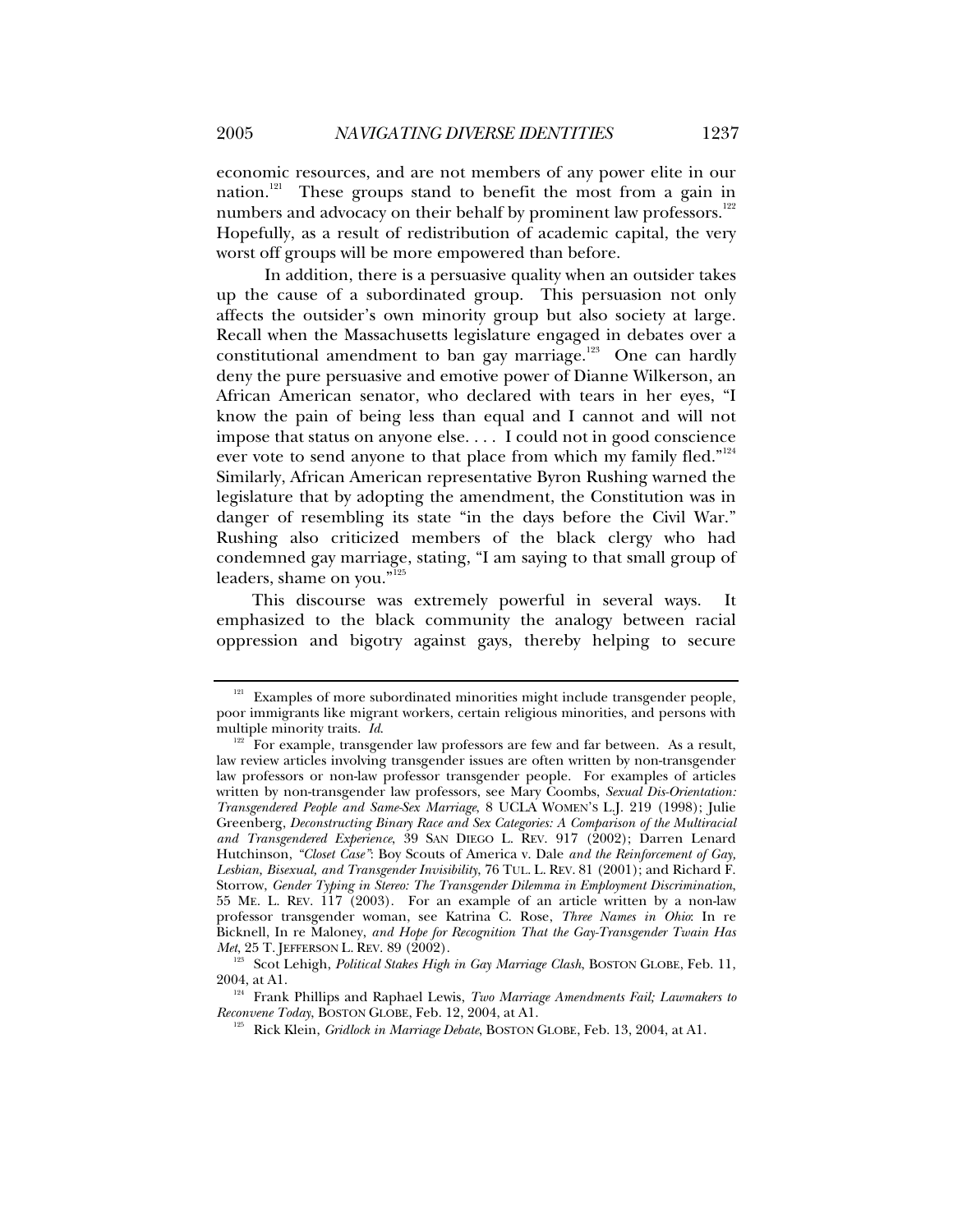economic resources, and are not members of any power elite in our nation.[121] These groups stand to benefit the most from a gain in numbers and advocacy on their behalf by prominent law professors.[122] Hopefully, as a result of redistribution of academic capital, the very worst off groups will be more empowered than before.

In addition, there is a persuasive quality when an outsider takes up the cause of a subordinated group. This persuasion not only affects the outsider's own minority group but also society at large. Recall when the Massachusetts legislature engaged in debates over a constitutional amendment to ban gay marriage.[123] One can hardly deny the pure persuasive and emotive power of Dianne Wilkerson, an African American senator, who declared with tears in her eyes, "I know the pain of being less than equal and I cannot and will not impose that status on anyone else. . . . I could not in good conscience ever vote to send anyone to that place from which my family fled."[124] Similarly, African American representative Byron Rushing warned the legislature that by adopting the amendment, the Constitution was in danger of resembling its state "in the days before the Civil War." Rushing also criticized members of the black clergy who had condemned gay marriage, stating, "I am saying to that small group of leaders, shame on you."[125]

This discourse was extremely powerful in several ways. It emphasized to the black community the analogy between racial oppression and bigotry against gays, thereby helping to secure

---

[121] Examples of more subordinated minorities might include transgender people, poor immigrants like migrant workers, certain religious minorities, and persons with multiple minority traits. *Id.*

[122] For example, transgender law professors are few and far between. As a result, law review articles involving transgender issues are often written by non-transgender law professors or non-law professor transgender people. For examples of articles written by non-transgender law professors, see Mary Coombs, *Sexual Dis-Orientation: Transgendered People and Same-Sex Marriage*, 8 UCLA WOMEN'S L.J. 219 (1998); Julie Greenberg, *Deconstructing Binary Race and Sex Categories: A Comparison of the Multiracial and Transgendered Experience*, 39 SAN DIEGO L. REV. 917 (2002); Darren Lenard Hutchinson, *"Closet Case"*: Boy Scouts of America v. Dale *and the Reinforcement of Gay, Lesbian, Bisexual, and Transgender Invisibility*, 76 TUL. L. REV. 81 (2001); and Richard F. Storrow, *Gender Typing in Stereo: The Transgender Dilemma in Employment Discrimination*, 55 ME. L. REV. 117 (2003). For an example of an article written by a non-law professor transgender woman, see Katrina C. Rose, *Three Names in Ohio*: In re Bicknell, In re Maloney, *and Hope for Recognition That the Gay-Transgender Twain Has Met*, 25 T. JEFFERSON L. REV. 89 (2002).

[123] Scot Lehigh, *Political Stakes High in Gay Marriage Clash*, BOSTON GLOBE, Feb. 11, 2004, at A1.

[124] Frank Phillips and Raphael Lewis, *Two Marriage Amendments Fail; Lawmakers to Reconvene Today*, BOSTON GLOBE, Feb. 12, 2004, at A1.

[125] Rick Klein, *Gridlock in Marriage Debate*, BOSTON GLOBE, Feb. 13, 2004, at A1.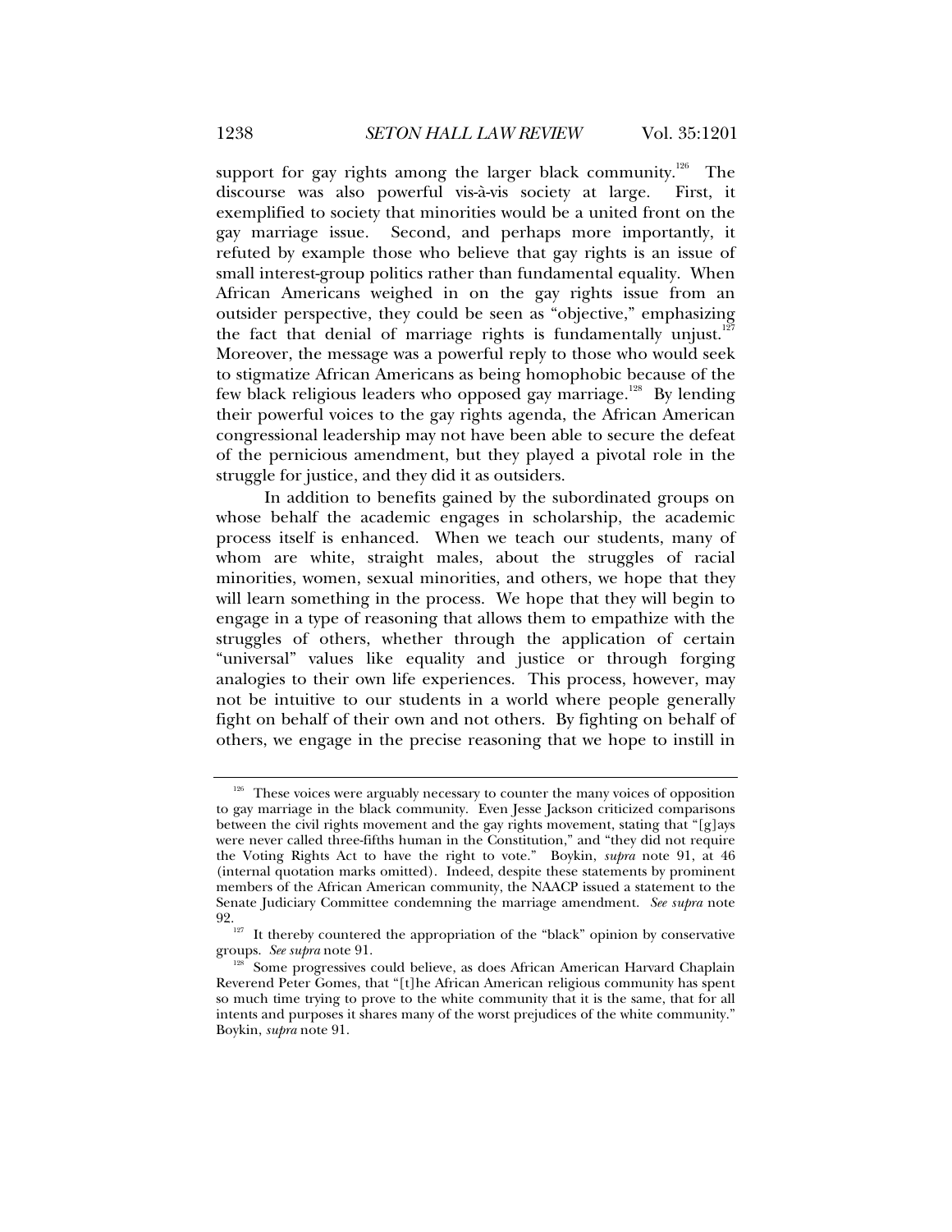support for gay rights among the larger black community.[126] The discourse was also powerful vis-à-vis society at large. First, it exemplified to society that minorities would be a united front on the gay marriage issue. Second, and perhaps more importantly, it refuted by example those who believe that gay rights is an issue of small interest-group politics rather than fundamental equality. When African Americans weighed in on the gay rights issue from an outsider perspective, they could be seen as "objective," emphasizing the fact that denial of marriage rights is fundamentally unjust.[127] Moreover, the message was a powerful reply to those who would seek to stigmatize African Americans as being homophobic because of the few black religious leaders who opposed gay marriage.[128] By lending their powerful voices to the gay rights agenda, the African American congressional leadership may not have been able to secure the defeat of the pernicious amendment, but they played a pivotal role in the struggle for justice, and they did it as outsiders.

In addition to benefits gained by the subordinated groups on whose behalf the academic engages in scholarship, the academic process itself is enhanced. When we teach our students, many of whom are white, straight males, about the struggles of racial minorities, women, sexual minorities, and others, we hope that they will learn something in the process. We hope that they will begin to engage in a type of reasoning that allows them to empathize with the struggles of others, whether through the application of certain "universal" values like equality and justice or through forging analogies to their own life experiences. This process, however, may not be intuitive to our students in a world where people generally fight on behalf of their own and not others. By fighting on behalf of others, we engage in the precise reasoning that we hope to instill in

---

[126] These voices were arguably necessary to counter the many voices of opposition to gay marriage in the black community. Even Jesse Jackson criticized comparisons between the civil rights movement and the gay rights movement, stating that "[g]ays were never called three-fifths human in the Constitution," and "they did not require the Voting Rights Act to have the right to vote." Boykin, *supra* note 91, at 46 (internal quotation marks omitted). Indeed, despite these statements by prominent members of the African American community, the NAACP issued a statement to the Senate Judiciary Committee condemning the marriage amendment. *See supra* note 92.

[127] It thereby countered the appropriation of the "black" opinion by conservative groups. *See supra* note 91.

[128] Some progressives could believe, as does African American Harvard Chaplain Reverend Peter Gomes, that "[t]he African American religious community has spent so much time trying to prove to the white community that it is the same, that for all intents and purposes it shares many of the worst prejudices of the white community." Boykin, *supra* note 91.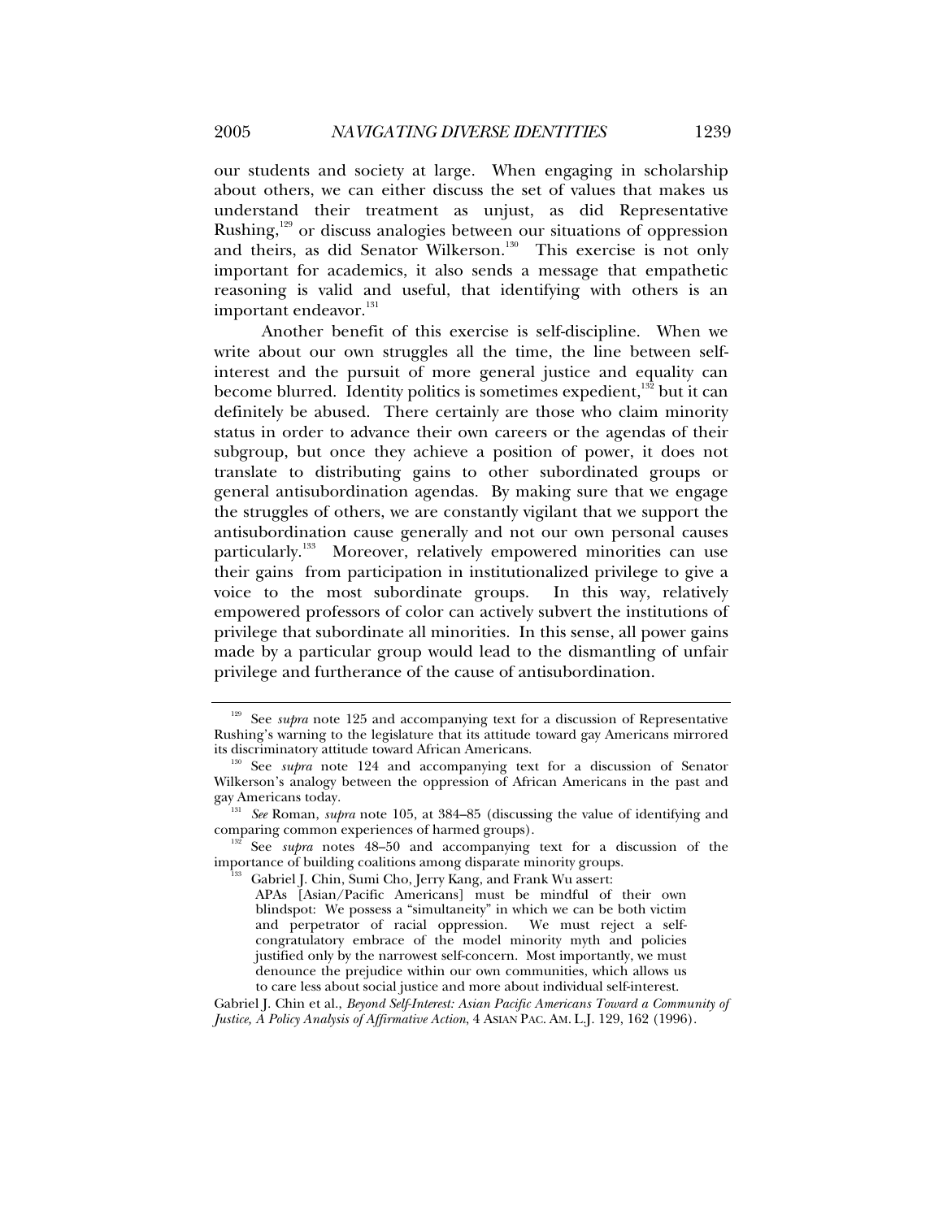our students and society at large. When engaging in scholarship about others, we can either discuss the set of values that makes us understand their treatment as unjust, as did Representative Rushing,[129] or discuss analogies between our situations of oppression and theirs, as did Senator Wilkerson.[130] This exercise is not only important for academics, it also sends a message that empathetic reasoning is valid and useful, that identifying with others is an important endeavor.[131]

Another benefit of this exercise is self-discipline. When we write about our own struggles all the time, the line between self-interest and the pursuit of more general justice and equality can become blurred. Identity politics is sometimes expedient,[132] but it can definitely be abused. There certainly are those who claim minority status in order to advance their own careers or the agendas of their subgroup, but once they achieve a position of power, it does not translate to distributing gains to other subordinated groups or general antisubordination agendas. By making sure that we engage the struggles of others, we are constantly vigilant that we support the antisubordination cause generally and not our own personal causes particularly.[133] Moreover, relatively empowered minorities can use their gains from participation in institutionalized privilege to give a voice to the most subordinate groups. In this way, relatively empowered professors of color can actively subvert the institutions of privilege that subordinate all minorities. In this sense, all power gains made by a particular group would lead to the dismantling of unfair privilege and furtherance of the cause of antisubordination.

---

[129] See *supra* note 125 and accompanying text for a discussion of Representative Rushing's warning to the legislature that its attitude toward gay Americans mirrored its discriminatory attitude toward African Americans.

[130] See *supra* note 124 and accompanying text for a discussion of Senator Wilkerson's analogy between the oppression of African Americans in the past and gay Americans today.

[131] *See* Roman, *supra* note 105, at 384–85 (discussing the value of identifying and comparing common experiences of harmed groups).

[132] See *supra* notes 48–50 and accompanying text for a discussion of the importance of building coalitions among disparate minority groups.

[133] Gabriel J. Chin, Sumi Cho, Jerry Kang, and Frank Wu assert:

> APAs [Asian/Pacific Americans] must be mindful of their own blindspot: We possess a "simultaneity" in which we can be both victim and perpetrator of racial oppression. We must reject a self-congratulatory embrace of the model minority myth and policies justified only by the narrowest self-concern. Most importantly, we must denounce the prejudice within our own communities, which allows us to care less about social justice and more about individual self-interest.

Gabriel J. Chin et al., *Beyond Self-Interest: Asian Pacific Americans Toward a Community of Justice, A Policy Analysis of Affirmative Action*, 4 ASIAN PAC. AM. L.J. 129, 162 (1996).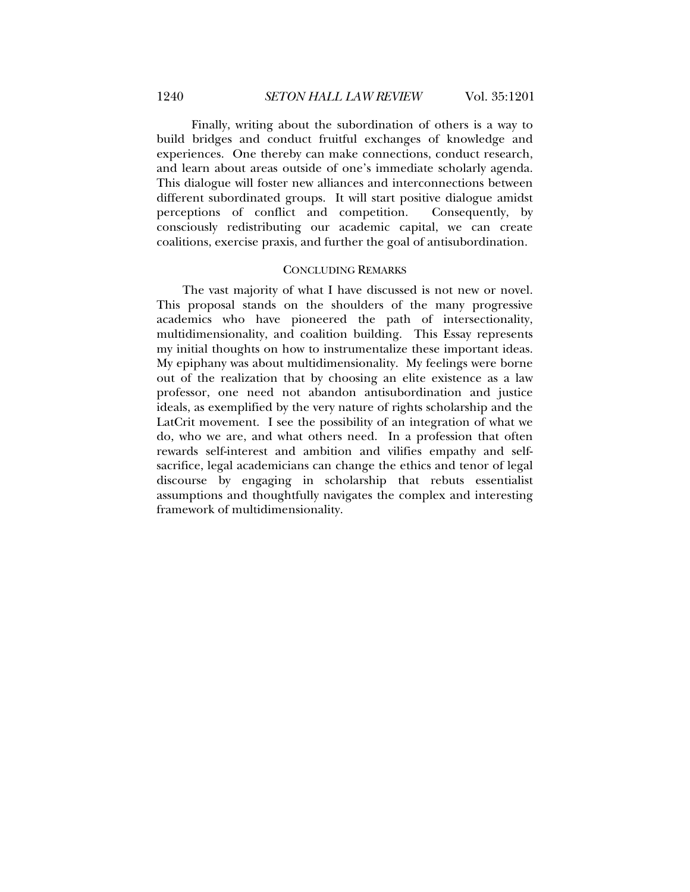Finally, writing about the subordination of others is a way to build bridges and conduct fruitful exchanges of knowledge and experiences. One thereby can make connections, conduct research, and learn about areas outside of one's immediate scholarly agenda. This dialogue will foster new alliances and interconnections between different subordinated groups. It will start positive dialogue amidst perceptions of conflict and competition. Consequently, by consciously redistributing our academic capital, we can create coalitions, exercise praxis, and further the goal of antisubordination.

## CONCLUDING REMARKS

The vast majority of what I have discussed is not new or novel. This proposal stands on the shoulders of the many progressive academics who have pioneered the path of intersectionality, multidimensionality, and coalition building. This Essay represents my initial thoughts on how to instrumentalize these important ideas. My epiphany was about multidimensionality. My feelings were borne out of the realization that by choosing an elite existence as a law professor, one need not abandon antisubordination and justice ideals, as exemplified by the very nature of rights scholarship and the LatCrit movement. I see the possibility of an integration of what we do, who we are, and what others need. In a profession that often rewards self-interest and ambition and vilifies empathy and self-sacrifice, legal academicians can change the ethics and tenor of legal discourse by engaging in scholarship that rebuts essentialist assumptions and thoughtfully navigates the complex and interesting framework of multidimensionality.